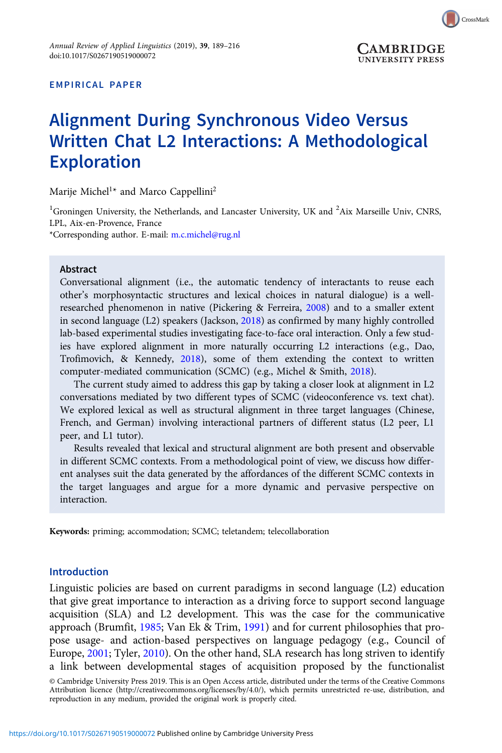EMPIRICAL PAPER

# Alignment During Synchronous Video Versus Written Chat L2 Interactions: A Methodological Exploration

Marije Michel[1]* and Marco Cappellini[2]

[1]Groningen University, the Netherlands, and Lancaster University, UK and [2]Aix Marseille Univ, CNRS, LPL, Aix-en-Provence, France
*Corresponding author. E-mail: m.c.michel@rug.nl

## Abstract

Conversational alignment (i.e., the automatic tendency of interactants to reuse each other's morphosyntactic structures and lexical choices in natural dialogue) is a well-researched phenomenon in native (Pickering & Ferreira, 2008) and to a smaller extent in second language (L2) speakers (Jackson, 2018) as confirmed by many highly controlled lab-based experimental studies investigating face-to-face oral interaction. Only a few studies have explored alignment in more naturally occurring L2 interactions (e.g., Dao, Trofimovich, & Kennedy, 2018), some of them extending the context to written computer-mediated communication (SCMC) (e.g., Michel & Smith, 2018).

The current study aimed to address this gap by taking a closer look at alignment in L2 conversations mediated by two different types of SCMC (videoconference vs. text chat). We explored lexical as well as structural alignment in three target languages (Chinese, French, and German) involving interactional partners of different status (L2 peer, L1 peer, and L1 tutor).

Results revealed that lexical and structural alignment are both present and observable in different SCMC contexts. From a methodological point of view, we discuss how different analyses suit the data generated by the affordances of the different SCMC contexts in the target languages and argue for a more dynamic and pervasive perspective on interaction.

**Keywords:** priming; accommodation; SCMC; teletandem; telecollaboration

## Introduction

Linguistic policies are based on current paradigms in second language (L2) education that give great importance to interaction as a driving force to support second language acquisition (SLA) and L2 development. This was the case for the communicative approach (Brumfit, 1985; Van Ek & Trim, 1991) and for current philosophies that propose usage- and action-based perspectives on language pedagogy (e.g., Council of Europe, 2001; Tyler, 2010). On the other hand, SLA research has long striven to identify a link between developmental stages of acquisition proposed by the functionalist

© Cambridge University Press 2019. This is an Open Access article, distributed under the terms of the Creative Commons Attribution licence (http://creativecommons.org/licenses/by/4.0/), which permits unrestricted re-use, distribution, and reproduction in any medium, provided the original work is properly cited.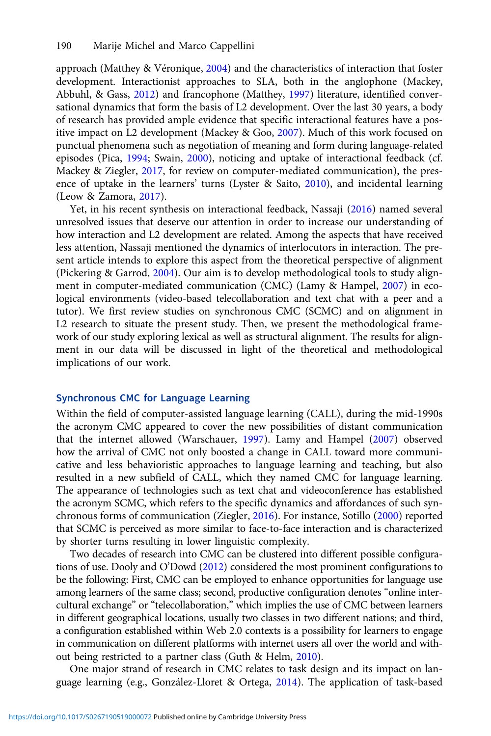approach (Matthey & Véronique, 2004) and the characteristics of interaction that foster development. Interactionist approaches to SLA, both in the anglophone (Mackey, Abbuhl, & Gass, 2012) and francophone (Matthey, 1997) literature, identified conversational dynamics that form the basis of L2 development. Over the last 30 years, a body of research has provided ample evidence that specific interactional features have a positive impact on L2 development (Mackey & Goo, 2007). Much of this work focused on punctual phenomena such as negotiation of meaning and form during language-related episodes (Pica, 1994; Swain, 2000), noticing and uptake of interactional feedback (cf. Mackey & Ziegler, 2017, for review on computer-mediated communication), the presence of uptake in the learners' turns (Lyster & Saito, 2010), and incidental learning (Leow & Zamora, 2017).

Yet, in his recent synthesis on interactional feedback, Nassaji (2016) named several unresolved issues that deserve our attention in order to increase our understanding of how interaction and L2 development are related. Among the aspects that have received less attention, Nassaji mentioned the dynamics of interlocutors in interaction. The present article intends to explore this aspect from the theoretical perspective of alignment (Pickering & Garrod, 2004). Our aim is to develop methodological tools to study alignment in computer-mediated communication (CMC) (Lamy & Hampel, 2007) in ecological environments (video-based telecollaboration and text chat with a peer and a tutor). We first review studies on synchronous CMC (SCMC) and on alignment in L2 research to situate the present study. Then, we present the methodological framework of our study exploring lexical as well as structural alignment. The results for alignment in our data will be discussed in light of the theoretical and methodological implications of our work.

## Synchronous CMC for Language Learning

Within the field of computer-assisted language learning (CALL), during the mid-1990s the acronym CMC appeared to cover the new possibilities of distant communication that the internet allowed (Warschauer, 1997). Lamy and Hampel (2007) observed how the arrival of CMC not only boosted a change in CALL toward more communicative and less behavioristic approaches to language learning and teaching, but also resulted in a new subfield of CALL, which they named CMC for language learning. The appearance of technologies such as text chat and videoconference has established the acronym SCMC, which refers to the specific dynamics and affordances of such synchronous forms of communication (Ziegler, 2016). For instance, Sotillo (2000) reported that SCMC is perceived as more similar to face-to-face interaction and is characterized by shorter turns resulting in lower linguistic complexity.

Two decades of research into CMC can be clustered into different possible configurations of use. Dooly and O'Dowd (2012) considered the most prominent configurations to be the following: First, CMC can be employed to enhance opportunities for language use among learners of the same class; second, productive configuration denotes "online intercultural exchange" or "telecollaboration," which implies the use of CMC between learners in different geographical locations, usually two classes in two different nations; and third, a configuration established within Web 2.0 contexts is a possibility for learners to engage in communication on different platforms with internet users all over the world and without being restricted to a partner class (Guth & Helm, 2010).

One major strand of research in CMC relates to task design and its impact on language learning (e.g., González-Lloret & Ortega, 2014). The application of task-based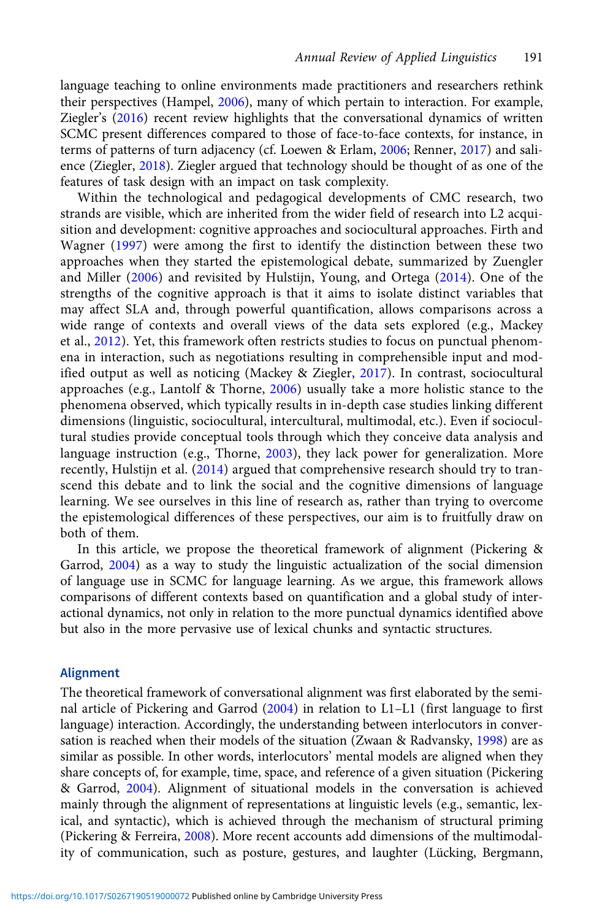language teaching to online environments made practitioners and researchers rethink their perspectives (Hampel, 2006), many of which pertain to interaction. For example, Ziegler's (2016) recent review highlights that the conversational dynamics of written SCMC present differences compared to those of face-to-face contexts, for instance, in terms of patterns of turn adjacency (cf. Loewen & Erlam, 2006; Renner, 2017) and salience (Ziegler, 2018). Ziegler argued that technology should be thought of as one of the features of task design with an impact on task complexity.

Within the technological and pedagogical developments of CMC research, two strands are visible, which are inherited from the wider field of research into L2 acquisition and development: cognitive approaches and sociocultural approaches. Firth and Wagner (1997) were among the first to identify the distinction between these two approaches when they started the epistemological debate, summarized by Zuengler and Miller (2006) and revisited by Hulstijn, Young, and Ortega (2014). One of the strengths of the cognitive approach is that it aims to isolate distinct variables that may affect SLA and, through powerful quantification, allows comparisons across a wide range of contexts and overall views of the data sets explored (e.g., Mackey et al., 2012). Yet, this framework often restricts studies to focus on punctual phenomena in interaction, such as negotiations resulting in comprehensible input and modified output as well as noticing (Mackey & Ziegler, 2017). In contrast, sociocultural approaches (e.g., Lantolf & Thorne, 2006) usually take a more holistic stance to the phenomena observed, which typically results in in-depth case studies linking different dimensions (linguistic, sociocultural, intercultural, multimodal, etc.). Even if sociocultural studies provide conceptual tools through which they conceive data analysis and language instruction (e.g., Thorne, 2003), they lack power for generalization. More recently, Hulstijn et al. (2014) argued that comprehensive research should try to transcend this debate and to link the social and the cognitive dimensions of language learning. We see ourselves in this line of research as, rather than trying to overcome the epistemological differences of these perspectives, our aim is to fruitfully draw on both of them.

In this article, we propose the theoretical framework of alignment (Pickering & Garrod, 2004) as a way to study the linguistic actualization of the social dimension of language use in SCMC for language learning. As we argue, this framework allows comparisons of different contexts based on quantification and a global study of interactional dynamics, not only in relation to the more punctual dynamics identified above but also in the more pervasive use of lexical chunks and syntactic structures.

## Alignment

The theoretical framework of conversational alignment was first elaborated by the seminal article of Pickering and Garrod (2004) in relation to L1–L1 (first language to first language) interaction. Accordingly, the understanding between interlocutors in conversation is reached when their models of the situation (Zwaan & Radvansky, 1998) are as similar as possible. In other words, interlocutors' mental models are aligned when they share concepts of, for example, time, space, and reference of a given situation (Pickering & Garrod, 2004). Alignment of situational models in the conversation is achieved mainly through the alignment of representations at linguistic levels (e.g., semantic, lexical, and syntactic), which is achieved through the mechanism of structural priming (Pickering & Ferreira, 2008). More recent accounts add dimensions of the multimodality of communication, such as posture, gestures, and laughter (Lücking, Bergmann,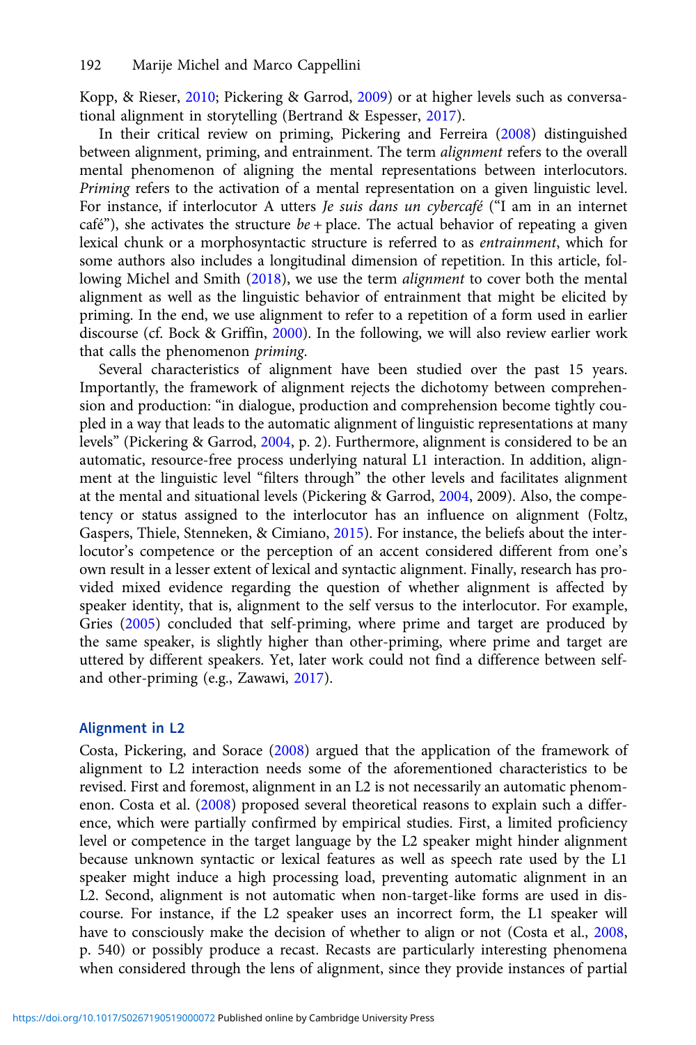Kopp, & Rieser, 2010; Pickering & Garrod, 2009) or at higher levels such as conversational alignment in storytelling (Bertrand & Espesser, 2017).

In their critical review on priming, Pickering and Ferreira (2008) distinguished between alignment, priming, and entrainment. The term *alignment* refers to the overall mental phenomenon of aligning the mental representations between interlocutors. *Priming* refers to the activation of a mental representation on a given linguistic level. For instance, if interlocutor A utters *Je suis dans un cybercafé* ("I am in an internet café"), she activates the structure *be* + place. The actual behavior of repeating a given lexical chunk or a morphosyntactic structure is referred to as *entrainment*, which for some authors also includes a longitudinal dimension of repetition. In this article, following Michel and Smith (2018), we use the term *alignment* to cover both the mental alignment as well as the linguistic behavior of entrainment that might be elicited by priming. In the end, we use alignment to refer to a repetition of a form used in earlier discourse (cf. Bock & Griffin, 2000). In the following, we will also review earlier work that calls the phenomenon *priming*.

Several characteristics of alignment have been studied over the past 15 years. Importantly, the framework of alignment rejects the dichotomy between comprehension and production: "in dialogue, production and comprehension become tightly coupled in a way that leads to the automatic alignment of linguistic representations at many levels" (Pickering & Garrod, 2004, p. 2). Furthermore, alignment is considered to be an automatic, resource-free process underlying natural L1 interaction. In addition, alignment at the linguistic level "filters through" the other levels and facilitates alignment at the mental and situational levels (Pickering & Garrod, 2004, 2009). Also, the competency or status assigned to the interlocutor has an influence on alignment (Foltz, Gaspers, Thiele, Stenneken, & Cimiano, 2015). For instance, the beliefs about the interlocutor's competence or the perception of an accent considered different from one's own result in a lesser extent of lexical and syntactic alignment. Finally, research has provided mixed evidence regarding the question of whether alignment is affected by speaker identity, that is, alignment to the self versus to the interlocutor. For example, Gries (2005) concluded that self-priming, where prime and target are produced by the same speaker, is slightly higher than other-priming, where prime and target are uttered by different speakers. Yet, later work could not find a difference between self- and other-priming (e.g., Zawawi, 2017).

## Alignment in L2

Costa, Pickering, and Sorace (2008) argued that the application of the framework of alignment to L2 interaction needs some of the aforementioned characteristics to be revised. First and foremost, alignment in an L2 is not necessarily an automatic phenomenon. Costa et al. (2008) proposed several theoretical reasons to explain such a difference, which were partially confirmed by empirical studies. First, a limited proficiency level or competence in the target language by the L2 speaker might hinder alignment because unknown syntactic or lexical features as well as speech rate used by the L1 speaker might induce a high processing load, preventing automatic alignment in an L2. Second, alignment is not automatic when non-target-like forms are used in discourse. For instance, if the L2 speaker uses an incorrect form, the L1 speaker will have to consciously make the decision of whether to align or not (Costa et al., 2008, p. 540) or possibly produce a recast. Recasts are particularly interesting phenomena when considered through the lens of alignment, since they provide instances of partial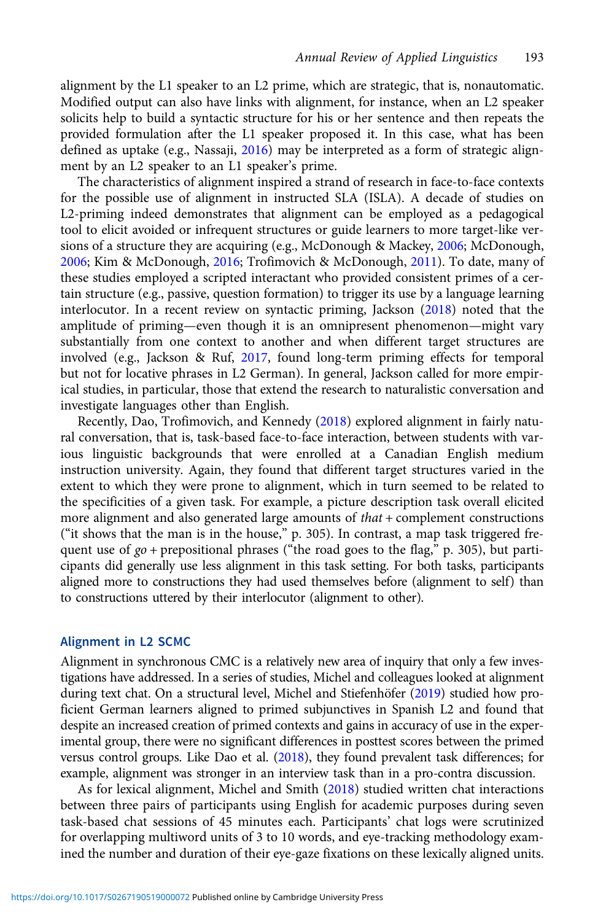alignment by the L1 speaker to an L2 prime, which are strategic, that is, nonautomatic. Modified output can also have links with alignment, for instance, when an L2 speaker solicits help to build a syntactic structure for his or her sentence and then repeats the provided formulation after the L1 speaker proposed it. In this case, what has been defined as uptake (e.g., Nassaji, 2016) may be interpreted as a form of strategic alignment by an L2 speaker to an L1 speaker's prime.

The characteristics of alignment inspired a strand of research in face-to-face contexts for the possible use of alignment in instructed SLA (ISLA). A decade of studies on L2-priming indeed demonstrates that alignment can be employed as a pedagogical tool to elicit avoided or infrequent structures or guide learners to more target-like versions of a structure they are acquiring (e.g., McDonough & Mackey, 2006; McDonough, 2006; Kim & McDonough, 2016; Trofimovich & McDonough, 2011). To date, many of these studies employed a scripted interactant who provided consistent primes of a certain structure (e.g., passive, question formation) to trigger its use by a language learning interlocutor. In a recent review on syntactic priming, Jackson (2018) noted that the amplitude of priming—even though it is an omnipresent phenomenon—might vary substantially from one context to another and when different target structures are involved (e.g., Jackson & Ruf, 2017, found long-term priming effects for temporal but not for locative phrases in L2 German). In general, Jackson called for more empirical studies, in particular, those that extend the research to naturalistic conversation and investigate languages other than English.

Recently, Dao, Trofimovich, and Kennedy (2018) explored alignment in fairly natural conversation, that is, task-based face-to-face interaction, between students with various linguistic backgrounds that were enrolled at a Canadian English medium instruction university. Again, they found that different target structures varied in the extent to which they were prone to alignment, which in turn seemed to be related to the specificities of a given task. For example, a picture description task overall elicited more alignment and also generated large amounts of *that* + complement constructions ("it shows that the man is in the house," p. 305). In contrast, a map task triggered frequent use of *go* + prepositional phrases ("the road goes to the flag," p. 305), but participants did generally use less alignment in this task setting. For both tasks, participants aligned more to constructions they had used themselves before (alignment to self) than to constructions uttered by their interlocutor (alignment to other).

## Alignment in L2 SCMC

Alignment in synchronous CMC is a relatively new area of inquiry that only a few investigations have addressed. In a series of studies, Michel and colleagues looked at alignment during text chat. On a structural level, Michel and Stiefenhöfer (2019) studied how proficient German learners aligned to primed subjunctives in Spanish L2 and found that despite an increased creation of primed contexts and gains in accuracy of use in the experimental group, there were no significant differences in posttest scores between the primed versus control groups. Like Dao et al. (2018), they found prevalent task differences; for example, alignment was stronger in an interview task than in a pro-contra discussion.

As for lexical alignment, Michel and Smith (2018) studied written chat interactions between three pairs of participants using English for academic purposes during seven task-based chat sessions of 45 minutes each. Participants' chat logs were scrutinized for overlapping multiword units of 3 to 10 words, and eye-tracking methodology examined the number and duration of their eye-gaze fixations on these lexically aligned units.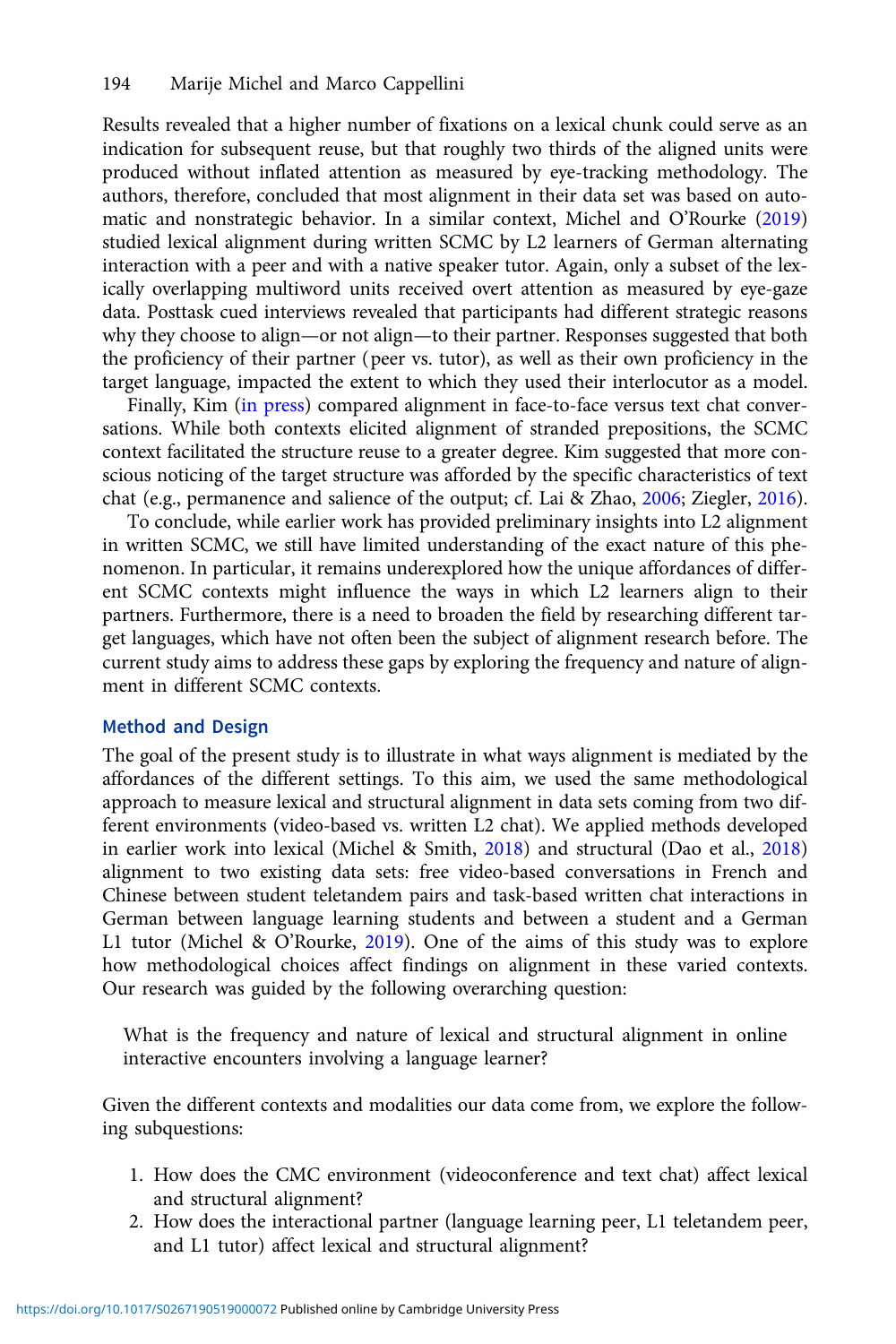Results revealed that a higher number of fixations on a lexical chunk could serve as an indication for subsequent reuse, but that roughly two thirds of the aligned units were produced without inflated attention as measured by eye-tracking methodology. The authors, therefore, concluded that most alignment in their data set was based on automatic and nonstrategic behavior. In a similar context, Michel and O'Rourke (2019) studied lexical alignment during written SCMC by L2 learners of German alternating interaction with a peer and with a native speaker tutor. Again, only a subset of the lexically overlapping multiword units received overt attention as measured by eye-gaze data. Posttask cued interviews revealed that participants had different strategic reasons why they choose to align—or not align—to their partner. Responses suggested that both the proficiency of their partner (peer vs. tutor), as well as their own proficiency in the target language, impacted the extent to which they used their interlocutor as a model.

Finally, Kim (in press) compared alignment in face-to-face versus text chat conversations. While both contexts elicited alignment of stranded prepositions, the SCMC context facilitated the structure reuse to a greater degree. Kim suggested that more conscious noticing of the target structure was afforded by the specific characteristics of text chat (e.g., permanence and salience of the output; cf. Lai & Zhao, 2006; Ziegler, 2016).

To conclude, while earlier work has provided preliminary insights into L2 alignment in written SCMC, we still have limited understanding of the exact nature of this phenomenon. In particular, it remains underexplored how the unique affordances of different SCMC contexts might influence the ways in which L2 learners align to their partners. Furthermore, there is a need to broaden the field by researching different target languages, which have not often been the subject of alignment research before. The current study aims to address these gaps by exploring the frequency and nature of alignment in different SCMC contexts.

## Method and Design

The goal of the present study is to illustrate in what ways alignment is mediated by the affordances of the different settings. To this aim, we used the same methodological approach to measure lexical and structural alignment in data sets coming from two different environments (video-based vs. written L2 chat). We applied methods developed in earlier work into lexical (Michel & Smith, 2018) and structural (Dao et al., 2018) alignment to two existing data sets: free video-based conversations in French and Chinese between student teletandem pairs and task-based written chat interactions in German between language learning students and between a student and a German L1 tutor (Michel & O'Rourke, 2019). One of the aims of this study was to explore how methodological choices affect findings on alignment in these varied contexts. Our research was guided by the following overarching question:

> What is the frequency and nature of lexical and structural alignment in online interactive encounters involving a language learner?

Given the different contexts and modalities our data come from, we explore the following subquestions:

1. How does the CMC environment (videoconference and text chat) affect lexical and structural alignment?
2. How does the interactional partner (language learning peer, L1 teletandem peer, and L1 tutor) affect lexical and structural alignment?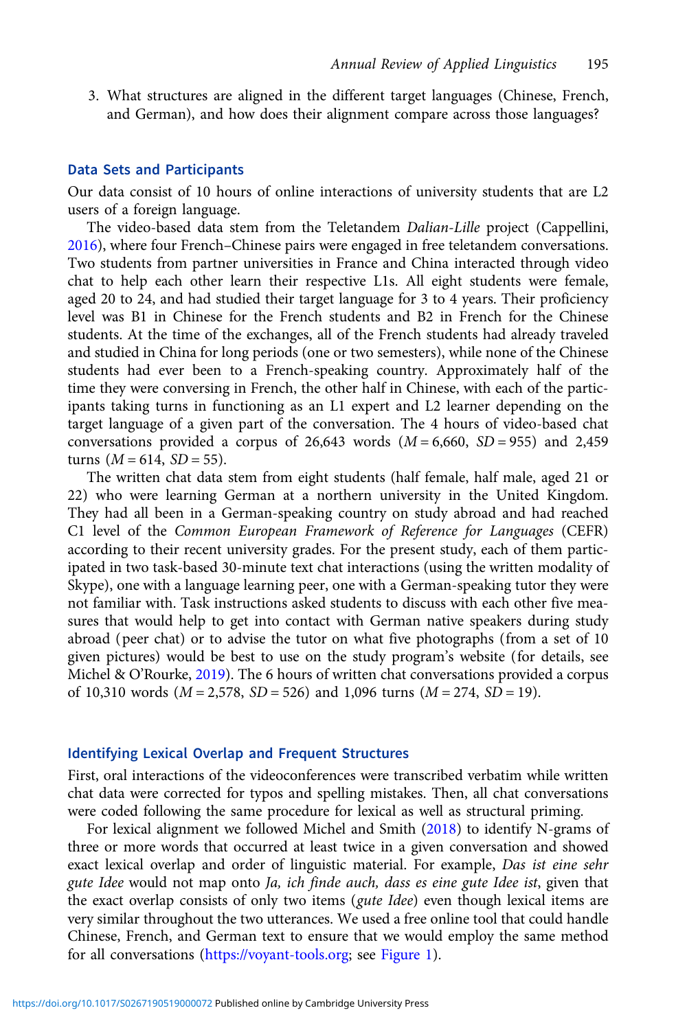3. What structures are aligned in the different target languages (Chinese, French, and German), and how does their alignment compare across those languages?

## Data Sets and Participants

Our data consist of 10 hours of online interactions of university students that are L2 users of a foreign language.

The video-based data stem from the Teletandem *Dalian-Lille* project (Cappellini, 2016), where four French–Chinese pairs were engaged in free teletandem conversations. Two students from partner universities in France and China interacted through video chat to help each other learn their respective L1s. All eight students were female, aged 20 to 24, and had studied their target language for 3 to 4 years. Their proficiency level was B1 in Chinese for the French students and B2 in French for the Chinese students. At the time of the exchanges, all of the French students had already traveled and studied in China for long periods (one or two semesters), while none of the Chinese students had ever been to a French-speaking country. Approximately half of the time they were conversing in French, the other half in Chinese, with each of the participants taking turns in functioning as an L1 expert and L2 learner depending on the target language of a given part of the conversation. The 4 hours of video-based chat conversations provided a corpus of 26,643 words ($M = 6{,}660$, $SD = 955$) and 2,459 turns ($M = 614$, $SD = 55$).

The written chat data stem from eight students (half female, half male, aged 21 or 22) who were learning German at a northern university in the United Kingdom. They had all been in a German-speaking country on study abroad and had reached C1 level of the *Common European Framework of Reference for Languages* (CEFR) according to their recent university grades. For the present study, each of them participated in two task-based 30-minute text chat interactions (using the written modality of Skype), one with a language learning peer, one with a German-speaking tutor they were not familiar with. Task instructions asked students to discuss with each other five measures that would help to get into contact with German native speakers during study abroad (peer chat) or to advise the tutor on what five photographs (from a set of 10 given pictures) would be best to use on the study program's website (for details, see Michel & O'Rourke, 2019). The 6 hours of written chat conversations provided a corpus of 10,310 words ($M = 2{,}578$, $SD = 526$) and 1,096 turns ($M = 274$, $SD = 19$).

## Identifying Lexical Overlap and Frequent Structures

First, oral interactions of the videoconferences were transcribed verbatim while written chat data were corrected for typos and spelling mistakes. Then, all chat conversations were coded following the same procedure for lexical as well as structural priming.

For lexical alignment we followed Michel and Smith (2018) to identify N-grams of three or more words that occurred at least twice in a given conversation and showed exact lexical overlap and order of linguistic material. For example, *Das ist eine sehr gute Idee* would not map onto *Ja, ich finde auch, dass es eine gute Idee ist*, given that the exact overlap consists of only two items (*gute Idee*) even though lexical items are very similar throughout the two utterances. We used a free online tool that could handle Chinese, French, and German text to ensure that we would employ the same method for all conversations (https://voyant-tools.org; see Figure 1).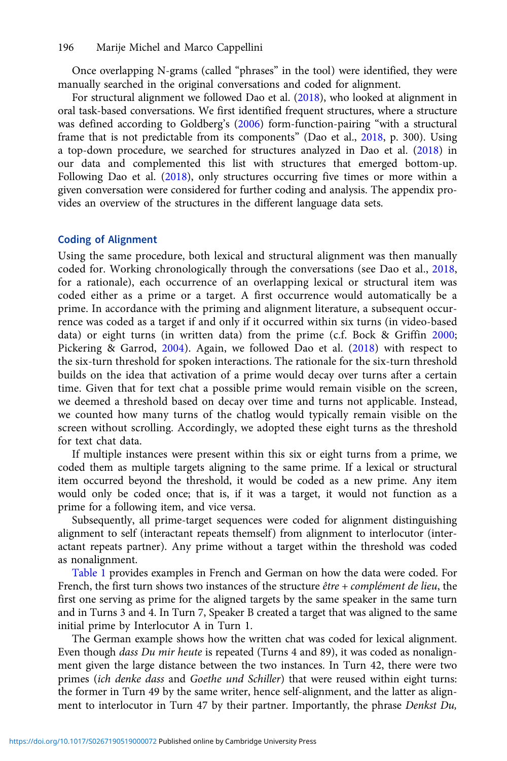Once overlapping N-grams (called "phrases" in the tool) were identified, they were manually searched in the original conversations and coded for alignment.

For structural alignment we followed Dao et al. (2018), who looked at alignment in oral task-based conversations. We first identified frequent structures, where a structure was defined according to Goldberg's (2006) form-function-pairing "with a structural frame that is not predictable from its components" (Dao et al., 2018, p. 300). Using a top-down procedure, we searched for structures analyzed in Dao et al. (2018) in our data and complemented this list with structures that emerged bottom-up. Following Dao et al. (2018), only structures occurring five times or more within a given conversation were considered for further coding and analysis. The appendix provides an overview of the structures in the different language data sets.

### Coding of Alignment

Using the same procedure, both lexical and structural alignment was then manually coded for. Working chronologically through the conversations (see Dao et al., 2018, for a rationale), each occurrence of an overlapping lexical or structural item was coded either as a prime or a target. A first occurrence would automatically be a prime. In accordance with the priming and alignment literature, a subsequent occurrence was coded as a target if and only if it occurred within six turns (in video-based data) or eight turns (in written data) from the prime (c.f. Bock & Griffin 2000; Pickering & Garrod, 2004). Again, we followed Dao et al. (2018) with respect to the six-turn threshold for spoken interactions. The rationale for the six-turn threshold builds on the idea that activation of a prime would decay over turns after a certain time. Given that for text chat a possible prime would remain visible on the screen, we deemed a threshold based on decay over time and turns not applicable. Instead, we counted how many turns of the chatlog would typically remain visible on the screen without scrolling. Accordingly, we adopted these eight turns as the threshold for text chat data.

If multiple instances were present within this six or eight turns from a prime, we coded them as multiple targets aligning to the same prime. If a lexical or structural item occurred beyond the threshold, it would be coded as a new prime. Any item would only be coded once; that is, if it was a target, it would not function as a prime for a following item, and vice versa.

Subsequently, all prime-target sequences were coded for alignment distinguishing alignment to self (interactant repeats themself) from alignment to interlocutor (interactant repeats partner). Any prime without a target within the threshold was coded as nonalignment.

Table 1 provides examples in French and German on how the data were coded. For French, the first turn shows two instances of the structure *être + complément de lieu*, the first one serving as prime for the aligned targets by the same speaker in the same turn and in Turns 3 and 4. In Turn 7, Speaker B created a target that was aligned to the same initial prime by Interlocutor A in Turn 1.

The German example shows how the written chat was coded for lexical alignment. Even though *dass Du mir heute* is repeated (Turns 4 and 89), it was coded as nonalignment given the large distance between the two instances. In Turn 42, there were two primes (*ich denke dass* and *Goethe und Schiller*) that were reused within eight turns: the former in Turn 49 by the same writer, hence self-alignment, and the latter as alignment to interlocutor in Turn 47 by their partner. Importantly, the phrase *Denkst Du,*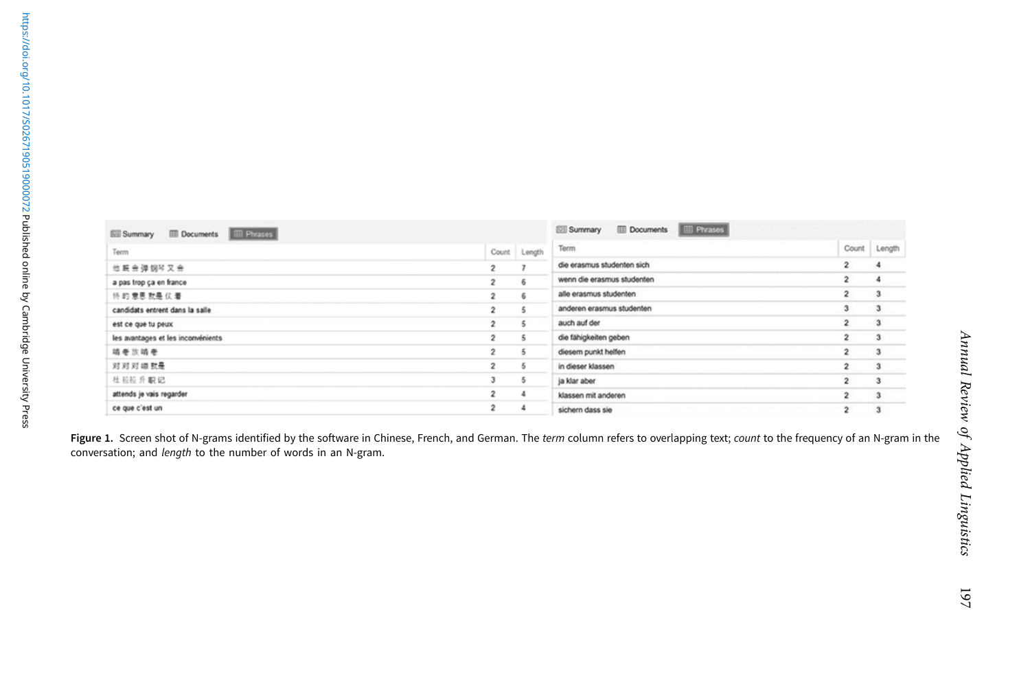| Term | Count | Length |
|---|---|---|
| 他 就 会 弹 钢琴 又 会 | 2 | 7 |
| a pas trop ça en france | 2 | 6 |
| 你 的 意思 就是 仅 看 | 2 | 6 |
| candidats entrent dans la salle | 2 | 5 |
| est ce que tu peux | 2 | 5 |
| les avantages et les inconvénients | 2 | 5 |
| 啃 老 族 啃 老 | 2 | 5 |
| 对 对 对 嗯 就是 | 2 | 5 |
| 杜 拉拉 升 职 记 | 3 | 5 |
| attends je vais regarder | 2 | 4 |
| ce que c'est un | 2 | 4 |

| Term | Count | Length |
|---|---|---|
| die erasmus studenten sich | 2 | 4 |
| wenn die erasmus studenten | 2 | 4 |
| alle erasmus studenten | 2 | 3 |
| anderen erasmus studenten | 3 | 3 |
| auch auf der | 2 | 3 |
| die fähigkeiten geben | 2 | 3 |
| diesem punkt helfen | 2 | 3 |
| in dieser klassen | 2 | 3 |
| ja klar aber | 2 | 3 |
| klassen mit anderen | 2 | 3 |
| sichern dass sie | 2 | 3 |

**Figure 1.** Screen shot of N-grams identified by the software in Chinese, French, and German. The *term* column refers to overlapping text; *count* to the frequency of an N-gram in the conversation; and *length* to the number of words in an N-gram.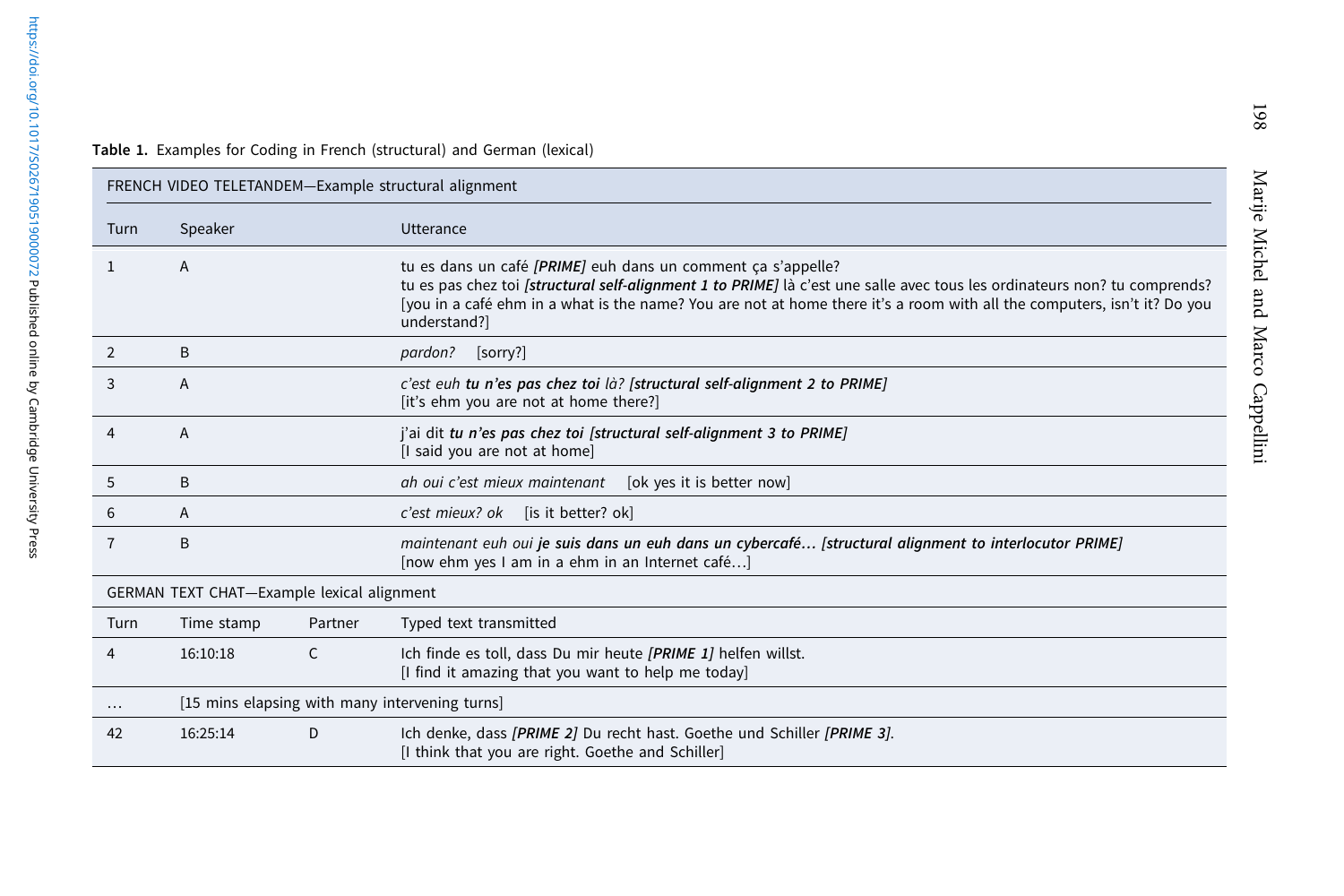**Table 1.** Examples for Coding in French (structural) and German (lexical)

| FRENCH VIDEO TELETANDEM—Example structural alignment | | | |
|---|---|---|---|
| Turn | Speaker | | Utterance |
| 1 | A | | tu es dans un café ***[PRIME]*** euh dans un comment ça s'appelle? tu es pas chez toi ***[structural self-alignment 1 to PRIME]*** là c'est une salle avec tous les ordinateurs non? tu comprends? [you in a café ehm in a what is the name? You are not at home there it's a room with all the computers, isn't it? Do you understand?] |
| 2 | B | | *pardon?* [sorry?] |
| 3 | A | | *c'est euh* ***tu n'es pas chez toi*** *là?* ***[structural self-alignment 2 to PRIME]*** [it's ehm you are not at home there?] |
| 4 | A | | j'ai dit ***tu n'es pas chez toi*** ***[structural self-alignment 3 to PRIME]*** [I said you are not at home] |
| 5 | B | | *ah oui c'est mieux maintenant* [ok yes it is better now] |
| 6 | A | | *c'est mieux? ok* [is it better? ok] |
| 7 | B | | *maintenant euh oui* ***je suis dans un euh dans un cybercafé…*** ***[structural alignment to interlocutor PRIME]*** [now ehm yes I am in a ehm in an Internet café…] |
| GERMAN TEXT CHAT—Example lexical alignment | | | |
| Turn | Time stamp | Partner | Typed text transmitted |
| 4 | 16:10:18 | C | Ich finde es toll, dass Du mir heute ***[PRIME 1]*** helfen willst. [I find it amazing that you want to help me today] |
| … | [15 mins elapsing with many intervening turns] | | |
| 42 | 16:25:14 | D | Ich denke, dass ***[PRIME 2]*** Du recht hast. Goethe und Schiller ***[PRIME 3]***. [I think that you are right. Goethe and Schiller] |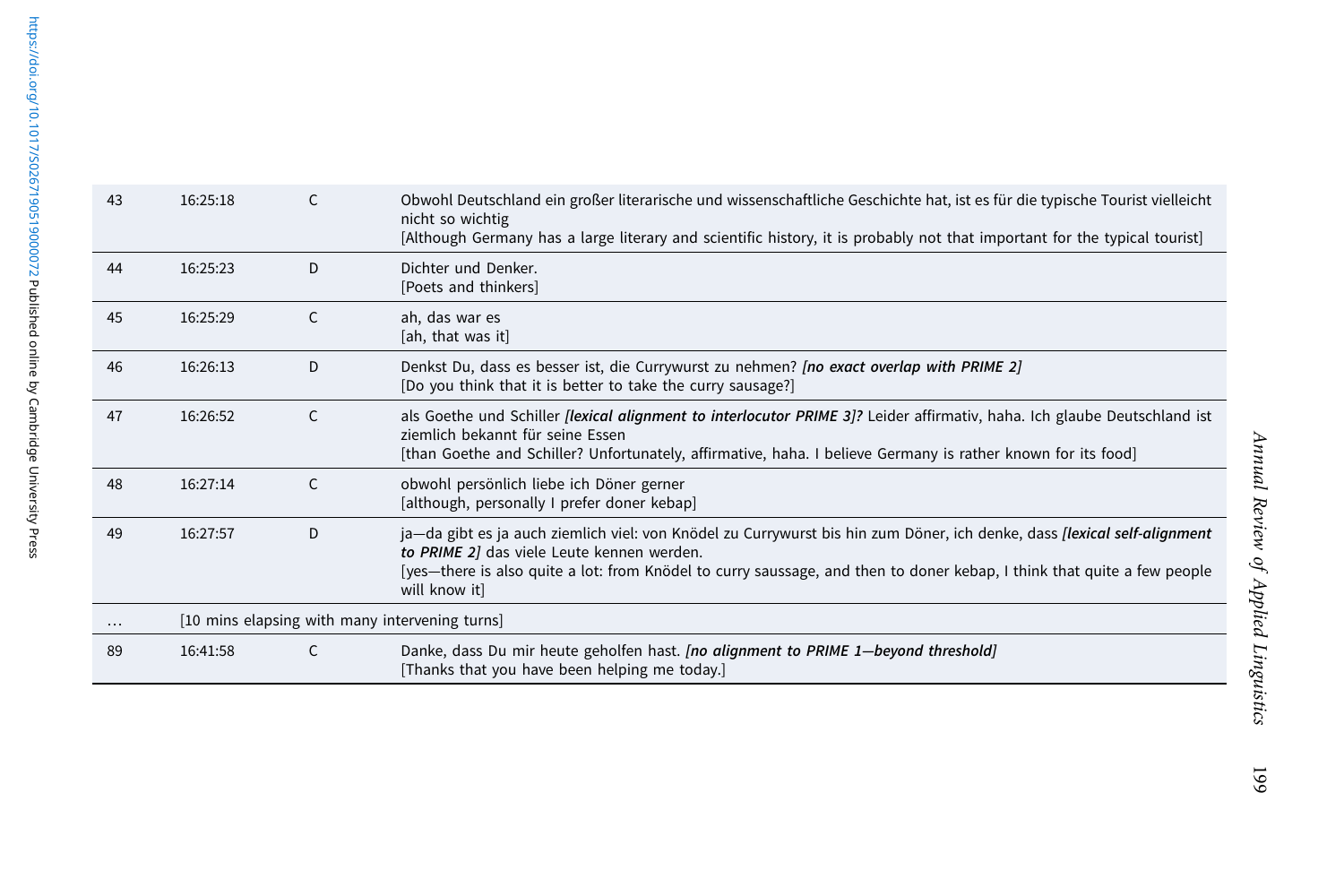| | | | |
|---|---|---|---|
| 43 | 16:25:18 | C | Obwohl Deutschland ein großer literarische und wissenschaftliche Geschichte hat, ist es für die typische Tourist vielleicht nicht so wichtig<br>[Although Germany has a large literary and scientific history, it is probably not that important for the typical tourist] |
| 44 | 16:25:23 | D | Dichter und Denker.<br>[Poets and thinkers] |
| 45 | 16:25:29 | C | ah, das war es<br>[ah, that was it] |
| 46 | 16:26:13 | D | Denkst Du, dass es besser ist, die Currywurst zu nehmen? ***[no exact overlap with PRIME 2]***<br>[Do you think that it is better to take the curry sausage?] |
| 47 | 16:26:52 | C | als Goethe und Schiller ***[lexical alignment to interlocutor PRIME 3]?*** Leider affirmativ, haha. Ich glaube Deutschland ist ziemlich bekannt für seine Essen<br>[than Goethe and Schiller? Unfortunately, affirmative, haha. I believe Germany is rather known for its food] |
| 48 | 16:27:14 | C | obwohl persönlich liebe ich Döner gerner<br>[although, personally I prefer doner kebap] |
| 49 | 16:27:57 | D | ja—da gibt es ja auch ziemlich viel: von Knödel zu Currywurst bis hin zum Döner, ich denke, dass ***[lexical self-alignment to PRIME 2]*** das viele Leute kennen werden.<br>[yes—there is also quite a lot: from Knödel to curry saussage, and then to doner kebap, I think that quite a few people will know it] |
| ... | [10 mins elapsing with many intervening turns] | | |
| 89 | 16:41:58 | C | Danke, dass Du mir heute geholfen hast. ***[no alignment to PRIME 1—beyond threshold]***<br>[Thanks that you have been helping me today.] |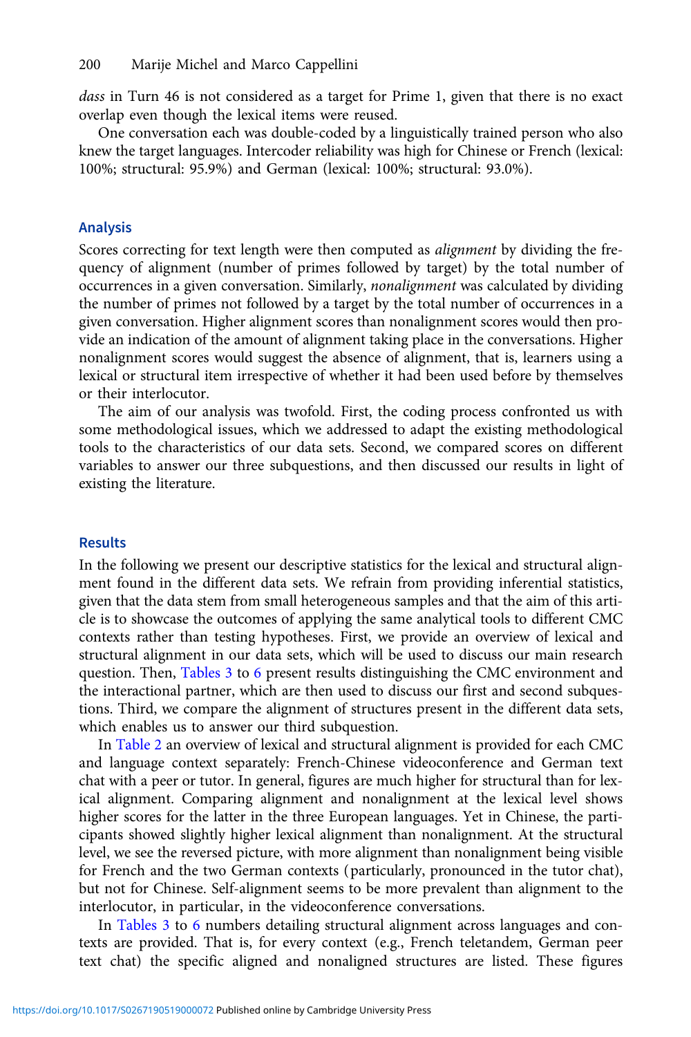*dass* in Turn 46 is not considered as a target for Prime 1, given that there is no exact overlap even though the lexical items were reused.

One conversation each was double-coded by a linguistically trained person who also knew the target languages. Intercoder reliability was high for Chinese or French (lexical: 100%; structural: 95.9%) and German (lexical: 100%; structural: 93.0%).

## Analysis

Scores correcting for text length were then computed as *alignment* by dividing the frequency of alignment (number of primes followed by target) by the total number of occurrences in a given conversation. Similarly, *nonalignment* was calculated by dividing the number of primes not followed by a target by the total number of occurrences in a given conversation. Higher alignment scores than nonalignment scores would then provide an indication of the amount of alignment taking place in the conversations. Higher nonalignment scores would suggest the absence of alignment, that is, learners using a lexical or structural item irrespective of whether it had been used before by themselves or their interlocutor.

The aim of our analysis was twofold. First, the coding process confronted us with some methodological issues, which we addressed to adapt the existing methodological tools to the characteristics of our data sets. Second, we compared scores on different variables to answer our three subquestions, and then discussed our results in light of existing the literature.

## Results

In the following we present our descriptive statistics for the lexical and structural alignment found in the different data sets. We refrain from providing inferential statistics, given that the data stem from small heterogeneous samples and that the aim of this article is to showcase the outcomes of applying the same analytical tools to different CMC contexts rather than testing hypotheses. First, we provide an overview of lexical and structural alignment in our data sets, which will be used to discuss our main research question. Then, Tables 3 to 6 present results distinguishing the CMC environment and the interactional partner, which are then used to discuss our first and second subquestions. Third, we compare the alignment of structures present in the different data sets, which enables us to answer our third subquestion.

In Table 2 an overview of lexical and structural alignment is provided for each CMC and language context separately: French-Chinese videoconference and German text chat with a peer or tutor. In general, figures are much higher for structural than for lexical alignment. Comparing alignment and nonalignment at the lexical level shows higher scores for the latter in the three European languages. Yet in Chinese, the participants showed slightly higher lexical alignment than nonalignment. At the structural level, we see the reversed picture, with more alignment than nonalignment being visible for French and the two German contexts (particularly, pronounced in the tutor chat), but not for Chinese. Self-alignment seems to be more prevalent than alignment to the interlocutor, in particular, in the videoconference conversations.

In Tables 3 to 6 numbers detailing structural alignment across languages and contexts are provided. That is, for every context (e.g., French teletandem, German peer text chat) the specific aligned and nonaligned structures are listed. These figures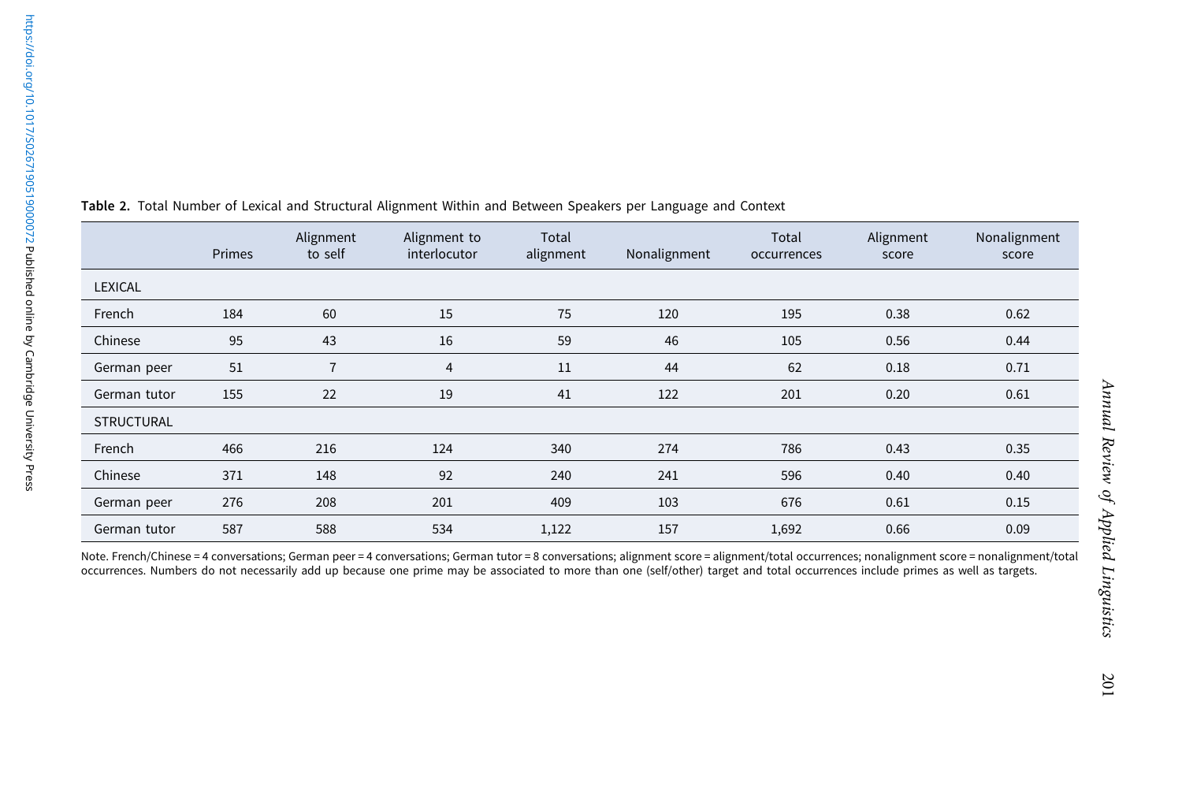**Table 2.** Total Number of Lexical and Structural Alignment Within and Between Speakers per Language and Context

| | Primes | Alignment to self | Alignment to interlocutor | Total alignment | Nonalignment | Total occurrences | Alignment score | Nonalignment score |
|---|---|---|---|---|---|---|---|---|
| LEXICAL | | | | | | | | |
| French | 184 | 60 | 15 | 75 | 120 | 195 | 0.38 | 0.62 |
| Chinese | 95 | 43 | 16 | 59 | 46 | 105 | 0.56 | 0.44 |
| German peer | 51 | 7 | 4 | 11 | 44 | 62 | 0.18 | 0.71 |
| German tutor | 155 | 22 | 19 | 41 | 122 | 201 | 0.20 | 0.61 |
| STRUCTURAL | | | | | | | | |
| French | 466 | 216 | 124 | 340 | 274 | 786 | 0.43 | 0.35 |
| Chinese | 371 | 148 | 92 | 240 | 241 | 596 | 0.40 | 0.40 |
| German peer | 276 | 208 | 201 | 409 | 103 | 676 | 0.61 | 0.15 |
| German tutor | 587 | 588 | 534 | 1,122 | 157 | 1,692 | 0.66 | 0.09 |

Note. French/Chinese = 4 conversations; German peer = 4 conversations; German tutor = 8 conversations; alignment score = alignment/total occurrences; nonalignment score = nonalignment/total occurrences. Numbers do not necessarily add up because one prime may be associated to more than one (self/other) target and total occurrences include primes as well as targets.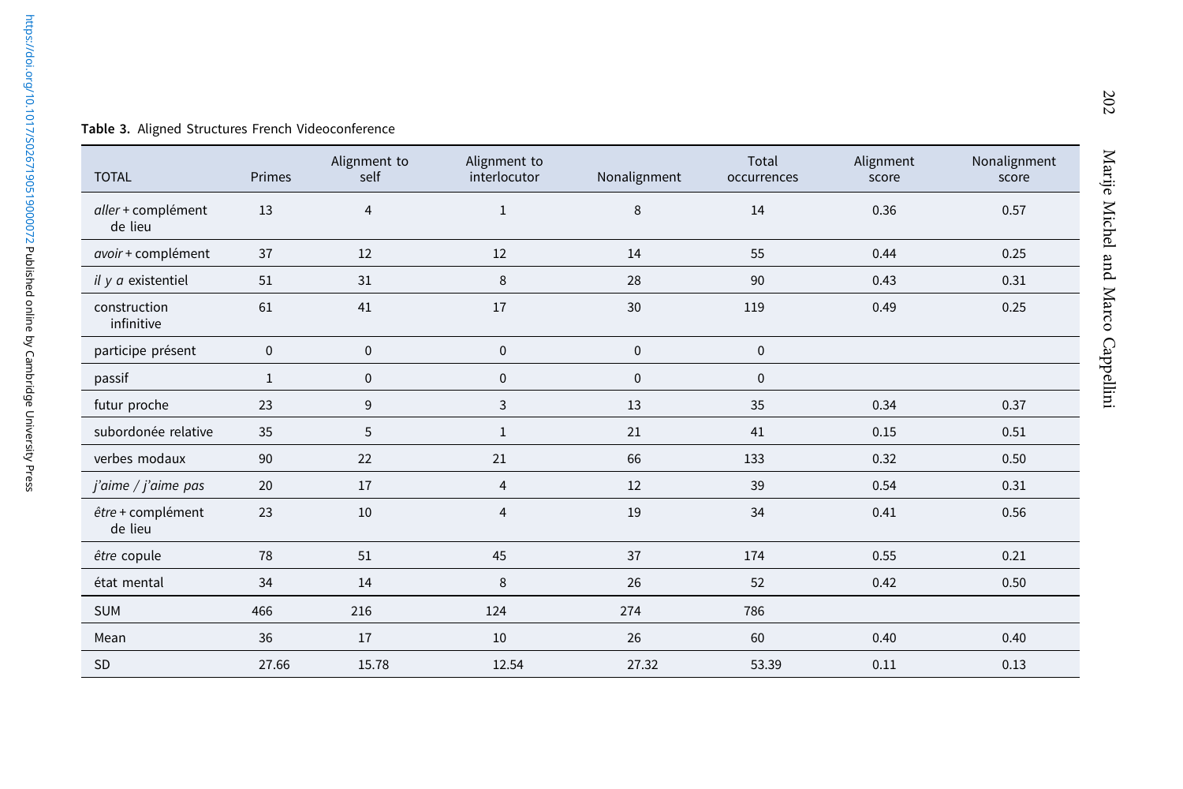**Table 3.** Aligned Structures French Videoconference

| TOTAL | Primes | Alignment to self | Alignment to interlocutor | Nonalignment | Total occurrences | Alignment score | Nonalignment score |
|---|---|---|---|---|---|---|---|
| *aller* + complément de lieu | 13 | 4 | 1 | 8 | 14 | 0.36 | 0.57 |
| *avoir* + complément | 37 | 12 | 12 | 14 | 55 | 0.44 | 0.25 |
| *il y a* existentiel | 51 | 31 | 8 | 28 | 90 | 0.43 | 0.31 |
| construction infinitive | 61 | 41 | 17 | 30 | 119 | 0.49 | 0.25 |
| participe présent | 0 | 0 | 0 | 0 | 0 | | |
| passif | 1 | 0 | 0 | 0 | 0 | | |
| futur proche | 23 | 9 | 3 | 13 | 35 | 0.34 | 0.37 |
| subordonée relative | 35 | 5 | 1 | 21 | 41 | 0.15 | 0.51 |
| verbes modaux | 90 | 22 | 21 | 66 | 133 | 0.32 | 0.50 |
| *j'aime / j'aime pas* | 20 | 17 | 4 | 12 | 39 | 0.54 | 0.31 |
| *être* + complément de lieu | 23 | 10 | 4 | 19 | 34 | 0.41 | 0.56 |
| *être* copule | 78 | 51 | 45 | 37 | 174 | 0.55 | 0.21 |
| état mental | 34 | 14 | 8 | 26 | 52 | 0.42 | 0.50 |
| SUM | 466 | 216 | 124 | 274 | 786 | | |
| Mean | 36 | 17 | 10 | 26 | 60 | 0.40 | 0.40 |
| SD | 27.66 | 15.78 | 12.54 | 27.32 | 53.39 | 0.11 | 0.13 |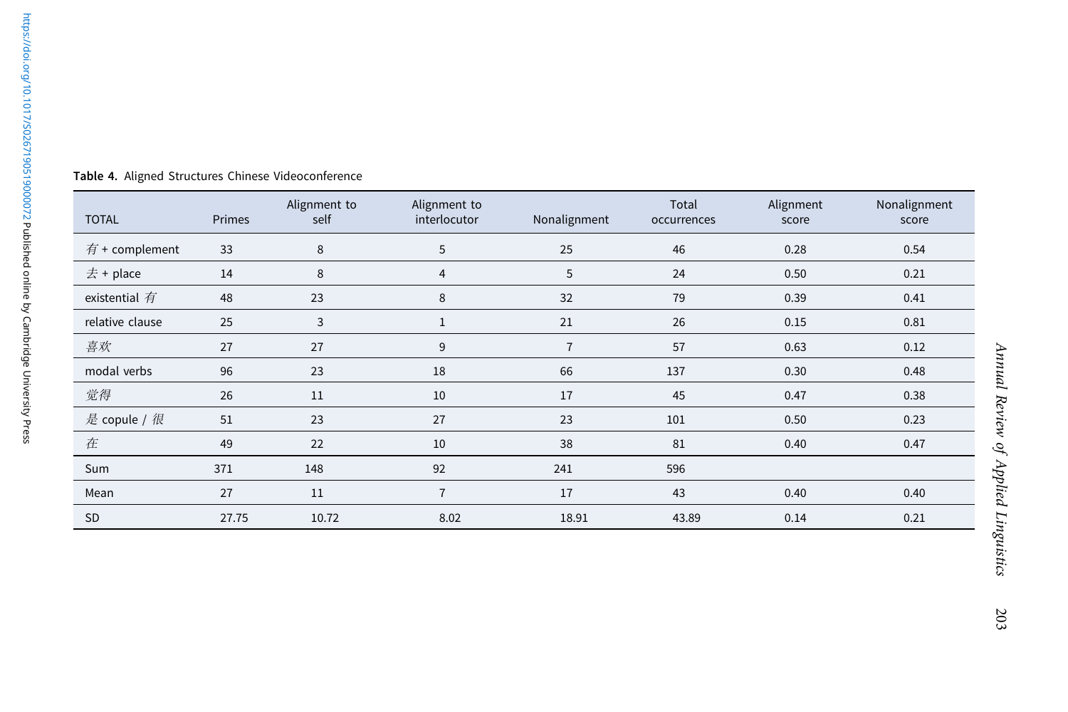**Table 4.** Aligned Structures Chinese Videoconference

| TOTAL | Primes | Alignment to self | Alignment to interlocutor | Nonalignment | Total occurrences | Alignment score | Nonalignment score |
|---|---|---|---|---|---|---|---|
| *有* + complement | 33 | 8 | 5 | 25 | 46 | 0.28 | 0.54 |
| *去* + place | 14 | 8 | 4 | 5 | 24 | 0.50 | 0.21 |
| existential *有* | 48 | 23 | 8 | 32 | 79 | 0.39 | 0.41 |
| relative clause | 25 | 3 | 1 | 21 | 26 | 0.15 | 0.81 |
| *喜欢* | 27 | 27 | 9 | 7 | 57 | 0.63 | 0.12 |
| modal verbs | 96 | 23 | 18 | 66 | 137 | 0.30 | 0.48 |
| *觉得* | 26 | 11 | 10 | 17 | 45 | 0.47 | 0.38 |
| *是* copule / *很* | 51 | 23 | 27 | 23 | 101 | 0.50 | 0.23 |
| *在* | 49 | 22 | 10 | 38 | 81 | 0.40 | 0.47 |
| Sum | 371 | 148 | 92 | 241 | 596 | | |
| Mean | 27 | 11 | 7 | 17 | 43 | 0.40 | 0.40 |
| SD | 27.75 | 10.72 | 8.02 | 18.91 | 43.89 | 0.14 | 0.21 |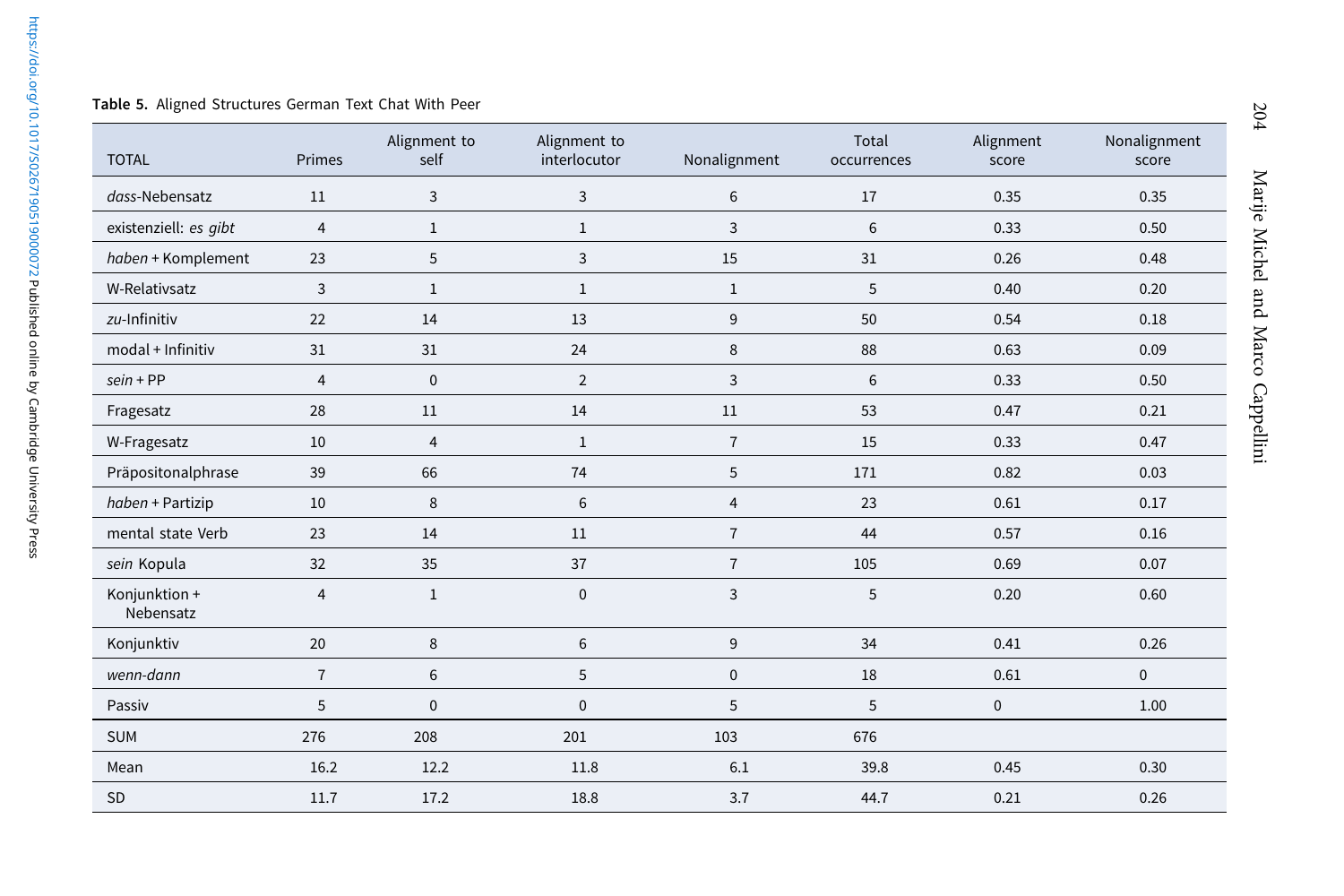**Table 5.** Aligned Structures German Text Chat With Peer

| TOTAL | Primes | Alignment to self | Alignment to interlocutor | Nonalignment | Total occurrences | Alignment score | Nonalignment score |
|---|---|---|---|---|---|---|---|
| *dass*-Nebensatz | 11 | 3 | 3 | 6 | 17 | 0.35 | 0.35 |
| existenziell: *es gibt* | 4 | 1 | 1 | 3 | 6 | 0.33 | 0.50 |
| *haben* + Komplement | 23 | 5 | 3 | 15 | 31 | 0.26 | 0.48 |
| W-Relativsatz | 3 | 1 | 1 | 1 | 5 | 0.40 | 0.20 |
| *zu*-Infinitiv | 22 | 14 | 13 | 9 | 50 | 0.54 | 0.18 |
| modal + Infinitiv | 31 | 31 | 24 | 8 | 88 | 0.63 | 0.09 |
| *sein* + PP | 4 | 0 | 2 | 3 | 6 | 0.33 | 0.50 |
| Fragesatz | 28 | 11 | 14 | 11 | 53 | 0.47 | 0.21 |
| W-Fragesatz | 10 | 4 | 1 | 7 | 15 | 0.33 | 0.47 |
| Präpositonalphrase | 39 | 66 | 74 | 5 | 171 | 0.82 | 0.03 |
| *haben* + Partizip | 10 | 8 | 6 | 4 | 23 | 0.61 | 0.17 |
| mental state Verb | 23 | 14 | 11 | 7 | 44 | 0.57 | 0.16 |
| *sein* Kopula | 32 | 35 | 37 | 7 | 105 | 0.69 | 0.07 |
| Konjunktion + Nebensatz | 4 | 1 | 0 | 3 | 5 | 0.20 | 0.60 |
| Konjunktiv | 20 | 8 | 6 | 9 | 34 | 0.41 | 0.26 |
| *wenn-dann* | 7 | 6 | 5 | 0 | 18 | 0.61 | 0 |
| Passiv | 5 | 0 | 0 | 5 | 5 | 0 | 1.00 |
| SUM | 276 | 208 | 201 | 103 | 676 | | |
| Mean | 16.2 | 12.2 | 11.8 | 6.1 | 39.8 | 0.45 | 0.30 |
| SD | 11.7 | 17.2 | 18.8 | 3.7 | 44.7 | 0.21 | 0.26 |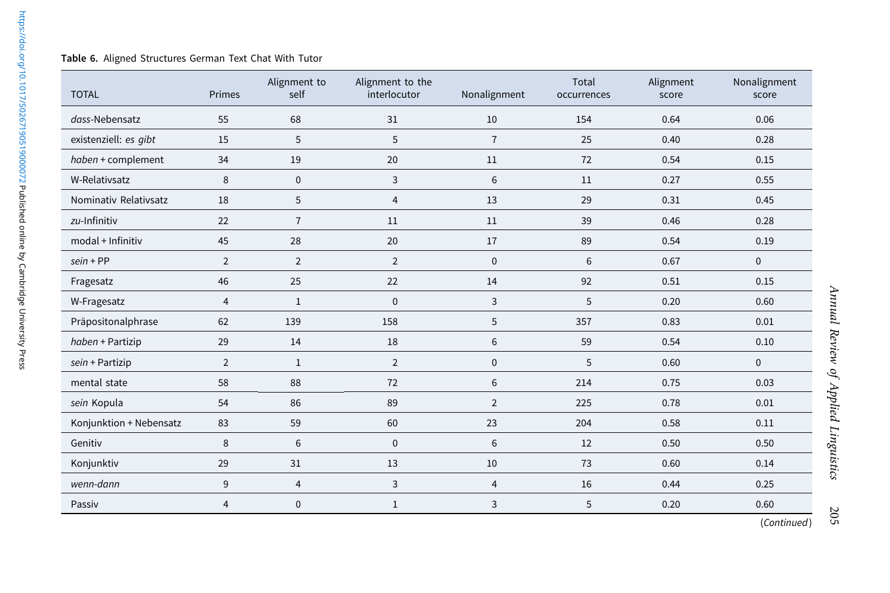**Table 6.** Aligned Structures German Text Chat With Tutor

| TOTAL | Primes | Alignment to self | Alignment to the interlocutor | Nonalignment | Total occurrences | Alignment score | Nonalignment score |
|---|---|---|---|---|---|---|---|
| *dass*-Nebensatz | 55 | 68 | 31 | 10 | 154 | 0.64 | 0.06 |
| existenziell: *es gibt* | 15 | 5 | 5 | 7 | 25 | 0.40 | 0.28 |
| *haben* + complement | 34 | 19 | 20 | 11 | 72 | 0.54 | 0.15 |
| W-Relativsatz | 8 | 0 | 3 | 6 | 11 | 0.27 | 0.55 |
| Nominativ Relativsatz | 18 | 5 | 4 | 13 | 29 | 0.31 | 0.45 |
| *zu*-Infinitiv | 22 | 7 | 11 | 11 | 39 | 0.46 | 0.28 |
| modal + Infinitiv | 45 | 28 | 20 | 17 | 89 | 0.54 | 0.19 |
| *sein* + PP | 2 | 2 | 2 | 0 | 6 | 0.67 | 0 |
| Fragesatz | 46 | 25 | 22 | 14 | 92 | 0.51 | 0.15 |
| W-Fragesatz | 4 | 1 | 0 | 3 | 5 | 0.20 | 0.60 |
| Präpositonalphrase | 62 | 139 | 158 | 5 | 357 | 0.83 | 0.01 |
| *haben* + Partizip | 29 | 14 | 18 | 6 | 59 | 0.54 | 0.10 |
| *sein* + Partizip | 2 | 1 | 2 | 0 | 5 | 0.60 | 0 |
| mental state | 58 | 88 | 72 | 6 | 214 | 0.75 | 0.03 |
| *sein* Kopula | 54 | 86 | 89 | 2 | 225 | 0.78 | 0.01 |
| Konjunktion + Nebensatz | 83 | 59 | 60 | 23 | 204 | 0.58 | 0.11 |
| Genitiv | 8 | 6 | 0 | 6 | 12 | 0.50 | 0.50 |
| Konjunktiv | 29 | 31 | 13 | 10 | 73 | 0.60 | 0.14 |
| *wenn-dann* | 9 | 4 | 3 | 4 | 16 | 0.44 | 0.25 |
| Passiv | 4 | 0 | 1 | 3 | 5 | 0.20 | 0.60 |

(*Continued*)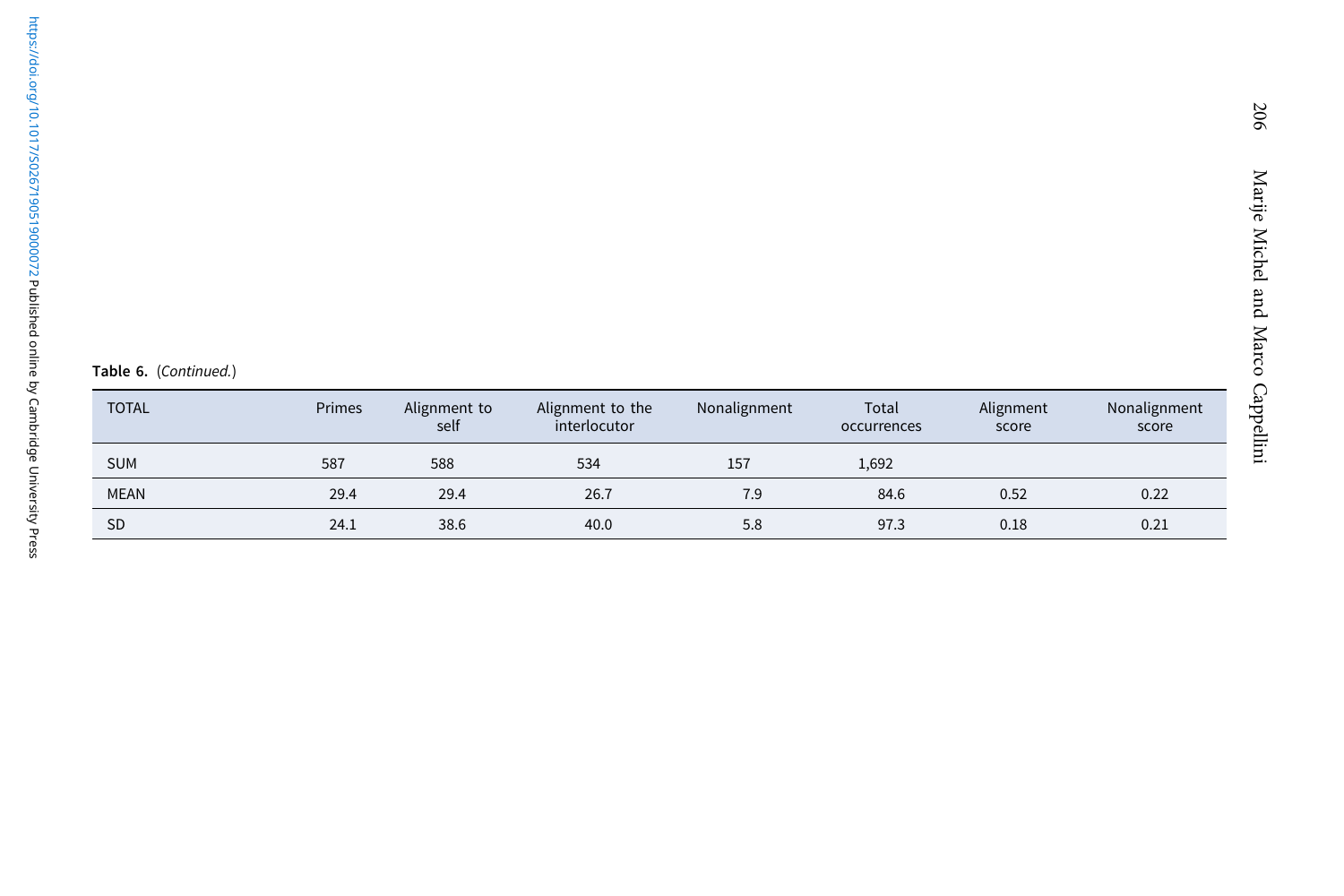**Table 6.** (*Continued.*)

| TOTAL | Primes | Alignment to self | Alignment to the interlocutor | Nonalignment | Total occurrences | Alignment score | Nonalignment score |
|---|---|---|---|---|---|---|---|
| SUM | 587 | 588 | 534 | 157 | 1,692 | | |
| MEAN | 29.4 | 29.4 | 26.7 | 7.9 | 84.6 | 0.52 | 0.22 |
| SD | 24.1 | 38.6 | 40.0 | 5.8 | 97.3 | 0.18 | 0.21 |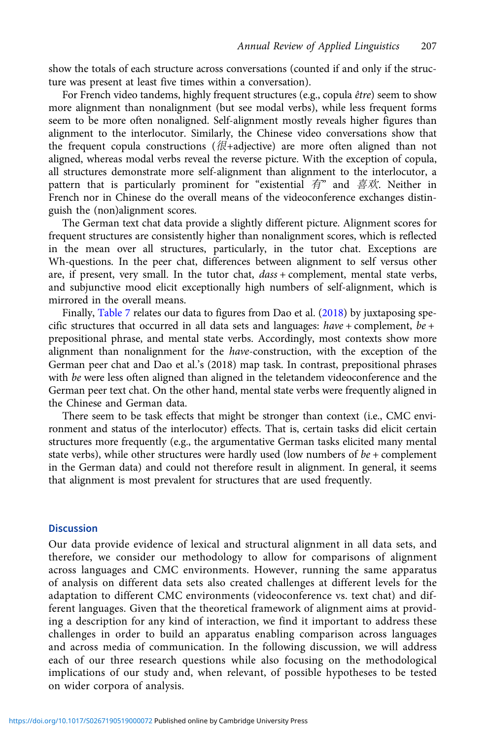show the totals of each structure across conversations (counted if and only if the structure was present at least five times within a conversation).

For French video tandems, highly frequent structures (e.g., copula *être*) seem to show more alignment than nonalignment (but see modal verbs), while less frequent forms seem to be more often nonaligned. Self-alignment mostly reveals higher figures than alignment to the interlocutor. Similarly, the Chinese video conversations show that the frequent copula constructions (很+adjective) are more often aligned than not aligned, whereas modal verbs reveal the reverse picture. With the exception of copula, all structures demonstrate more self-alignment than alignment to the interlocutor, a pattern that is particularly prominent for "existential 有" and 喜欢. Neither in French nor in Chinese do the overall means of the videoconference exchanges distinguish the (non)alignment scores.

The German text chat data provide a slightly different picture. Alignment scores for frequent structures are consistently higher than nonalignment scores, which is reflected in the mean over all structures, particularly, in the tutor chat. Exceptions are Wh-questions. In the peer chat, differences between alignment to self versus other are, if present, very small. In the tutor chat, *dass* + complement, mental state verbs, and subjunctive mood elicit exceptionally high numbers of self-alignment, which is mirrored in the overall means.

Finally, Table 7 relates our data to figures from Dao et al. (2018) by juxtaposing specific structures that occurred in all data sets and languages: *have* + complement, *be* + prepositional phrase, and mental state verbs. Accordingly, most contexts show more alignment than nonalignment for the *have*-construction, with the exception of the German peer chat and Dao et al.'s (2018) map task. In contrast, prepositional phrases with *be* were less often aligned than aligned in the teletandem videoconference and the German peer text chat. On the other hand, mental state verbs were frequently aligned in the Chinese and German data.

There seem to be task effects that might be stronger than context (i.e., CMC environment and status of the interlocutor) effects. That is, certain tasks did elicit certain structures more frequently (e.g., the argumentative German tasks elicited many mental state verbs), while other structures were hardly used (low numbers of *be* + complement in the German data) and could not therefore result in alignment. In general, it seems that alignment is most prevalent for structures that are used frequently.

## Discussion

Our data provide evidence of lexical and structural alignment in all data sets, and therefore, we consider our methodology to allow for comparisons of alignment across languages and CMC environments. However, running the same apparatus of analysis on different data sets also created challenges at different levels for the adaptation to different CMC environments (videoconference vs. text chat) and different languages. Given that the theoretical framework of alignment aims at providing a description for any kind of interaction, we find it important to address these challenges in order to build an apparatus enabling comparison across languages and across media of communication. In the following discussion, we will address each of our three research questions while also focusing on the methodological implications of our study and, when relevant, of possible hypotheses to be tested on wider corpora of analysis.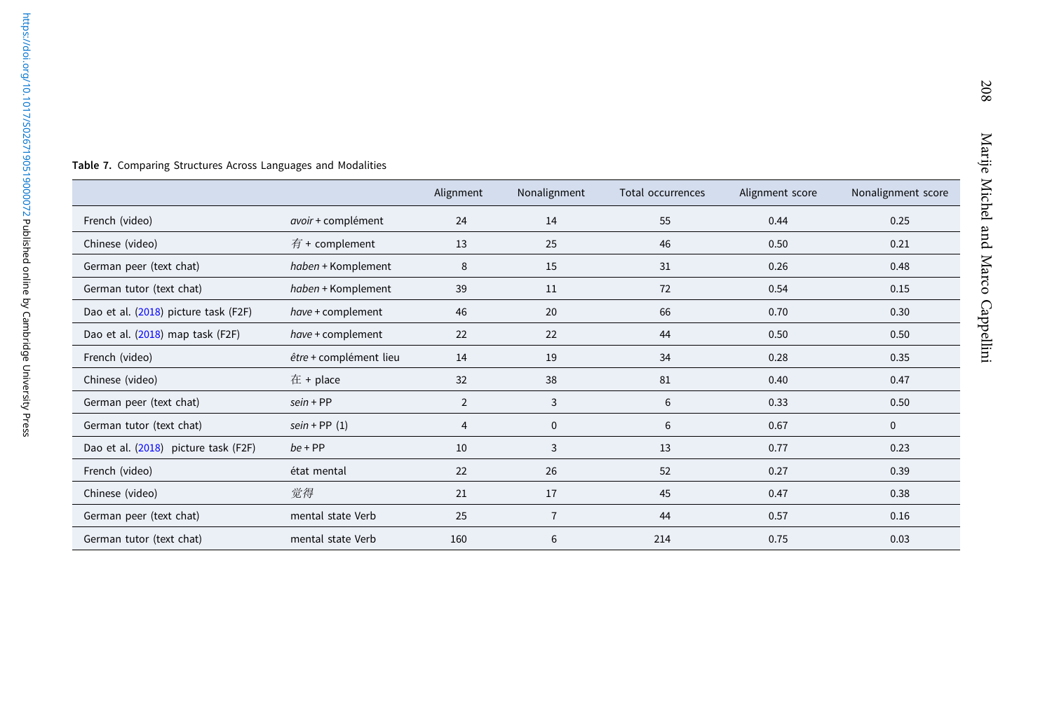**Table 7.** Comparing Structures Across Languages and Modalities

| | | Alignment | Nonalignment | Total occurrences | Alignment score | Nonalignment score |
|---|---|---|---|---|---|---|
| French (video) | *avoir* + complément | 24 | 14 | 55 | 0.44 | 0.25 |
| Chinese (video) | *有* + complement | 13 | 25 | 46 | 0.50 | 0.21 |
| German peer (text chat) | *haben* + Komplement | 8 | 15 | 31 | 0.26 | 0.48 |
| German tutor (text chat) | *haben* + Komplement | 39 | 11 | 72 | 0.54 | 0.15 |
| Dao et al. (2018) picture task (F2F) | *have* + complement | 46 | 20 | 66 | 0.70 | 0.30 |
| Dao et al. (2018) map task (F2F) | *have* + complement | 22 | 22 | 44 | 0.50 | 0.50 |
| French (video) | *être* + complément lieu | 14 | 19 | 34 | 0.28 | 0.35 |
| Chinese (video) | 在 + place | 32 | 38 | 81 | 0.40 | 0.47 |
| German peer (text chat) | *sein* + PP | 2 | 3 | 6 | 0.33 | 0.50 |
| German tutor (text chat) | *sein* + PP (1) | 4 | 0 | 6 | 0.67 | 0 |
| Dao et al. (2018) picture task (F2F) | *be* + PP | 10 | 3 | 13 | 0.77 | 0.23 |
| French (video) | état mental | 22 | 26 | 52 | 0.27 | 0.39 |
| Chinese (video) | *觉得* | 21 | 17 | 45 | 0.47 | 0.38 |
| German peer (text chat) | mental state Verb | 25 | 7 | 44 | 0.57 | 0.16 |
| German tutor (text chat) | mental state Verb | 160 | 6 | 214 | 0.75 | 0.03 |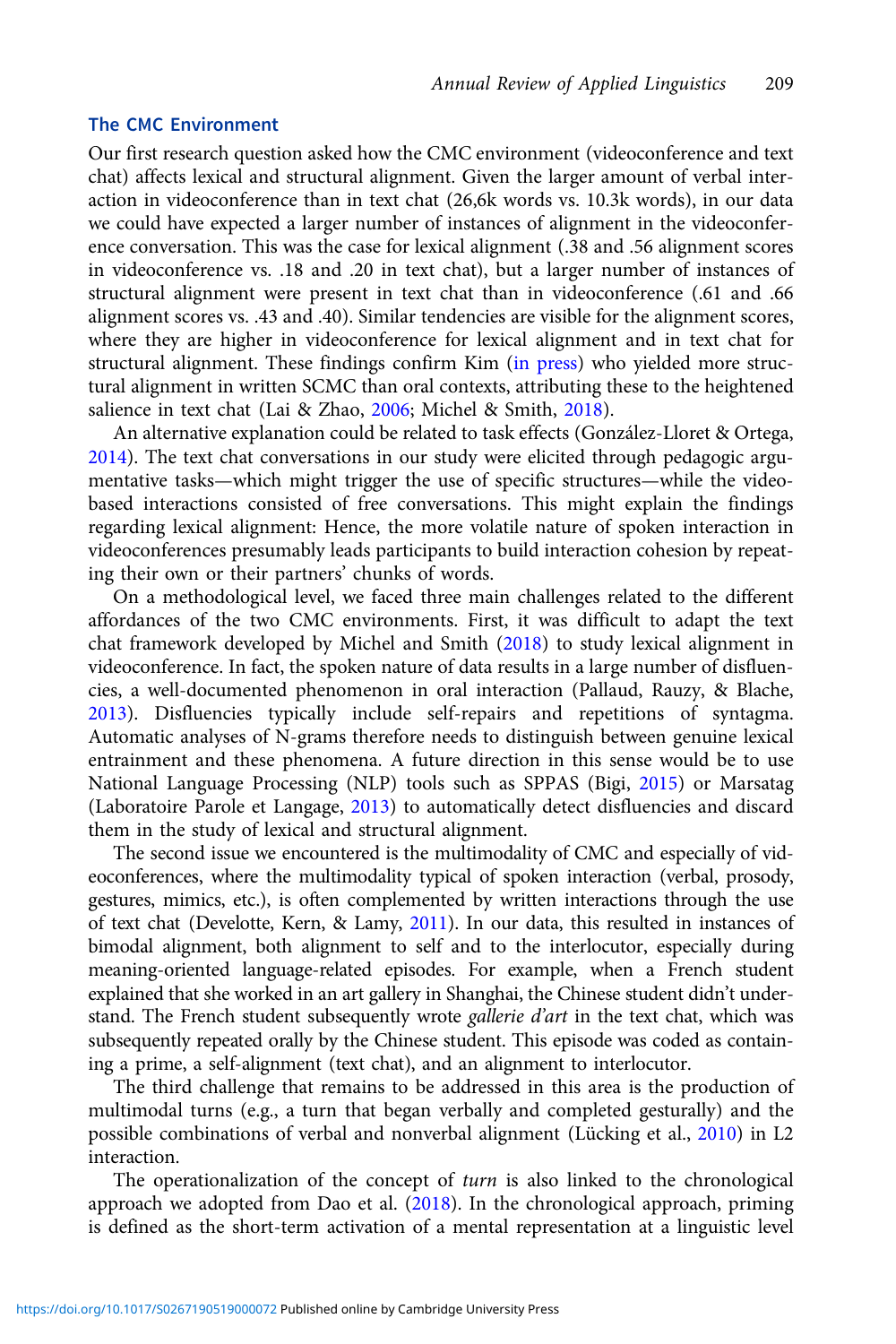### The CMC Environment

Our first research question asked how the CMC environment (videoconference and text chat) affects lexical and structural alignment. Given the larger amount of verbal interaction in videoconference than in text chat (26,6k words vs. 10.3k words), in our data we could have expected a larger number of instances of alignment in the videoconference conversation. This was the case for lexical alignment (.38 and .56 alignment scores in videoconference vs. .18 and .20 in text chat), but a larger number of instances of structural alignment were present in text chat than in videoconference (.61 and .66 alignment scores vs. .43 and .40). Similar tendencies are visible for the alignment scores, where they are higher in videoconference for lexical alignment and in text chat for structural alignment. These findings confirm Kim (in press) who yielded more structural alignment in written SCMC than oral contexts, attributing these to the heightened salience in text chat (Lai & Zhao, 2006; Michel & Smith, 2018).

An alternative explanation could be related to task effects (González-Lloret & Ortega, 2014). The text chat conversations in our study were elicited through pedagogic argumentative tasks—which might trigger the use of specific structures—while the video-based interactions consisted of free conversations. This might explain the findings regarding lexical alignment: Hence, the more volatile nature of spoken interaction in videoconferences presumably leads participants to build interaction cohesion by repeating their own or their partners' chunks of words.

On a methodological level, we faced three main challenges related to the different affordances of the two CMC environments. First, it was difficult to adapt the text chat framework developed by Michel and Smith (2018) to study lexical alignment in videoconference. In fact, the spoken nature of data results in a large number of disfluencies, a well-documented phenomenon in oral interaction (Pallaud, Rauzy, & Blache, 2013). Disfluencies typically include self-repairs and repetitions of syntagma. Automatic analyses of N-grams therefore needs to distinguish between genuine lexical entrainment and these phenomena. A future direction in this sense would be to use National Language Processing (NLP) tools such as SPPAS (Bigi, 2015) or Marsatag (Laboratoire Parole et Langage, 2013) to automatically detect disfluencies and discard them in the study of lexical and structural alignment.

The second issue we encountered is the multimodality of CMC and especially of videoconferences, where the multimodality typical of spoken interaction (verbal, prosody, gestures, mimics, etc.), is often complemented by written interactions through the use of text chat (Develotte, Kern, & Lamy, 2011). In our data, this resulted in instances of bimodal alignment, both alignment to self and to the interlocutor, especially during meaning-oriented language-related episodes. For example, when a French student explained that she worked in an art gallery in Shanghai, the Chinese student didn't understand. The French student subsequently wrote *gallerie d'art* in the text chat, which was subsequently repeated orally by the Chinese student. This episode was coded as containing a prime, a self-alignment (text chat), and an alignment to interlocutor.

The third challenge that remains to be addressed in this area is the production of multimodal turns (e.g., a turn that began verbally and completed gesturally) and the possible combinations of verbal and nonverbal alignment (Lücking et al., 2010) in L2 interaction.

The operationalization of the concept of *turn* is also linked to the chronological approach we adopted from Dao et al. (2018). In the chronological approach, priming is defined as the short-term activation of a mental representation at a linguistic level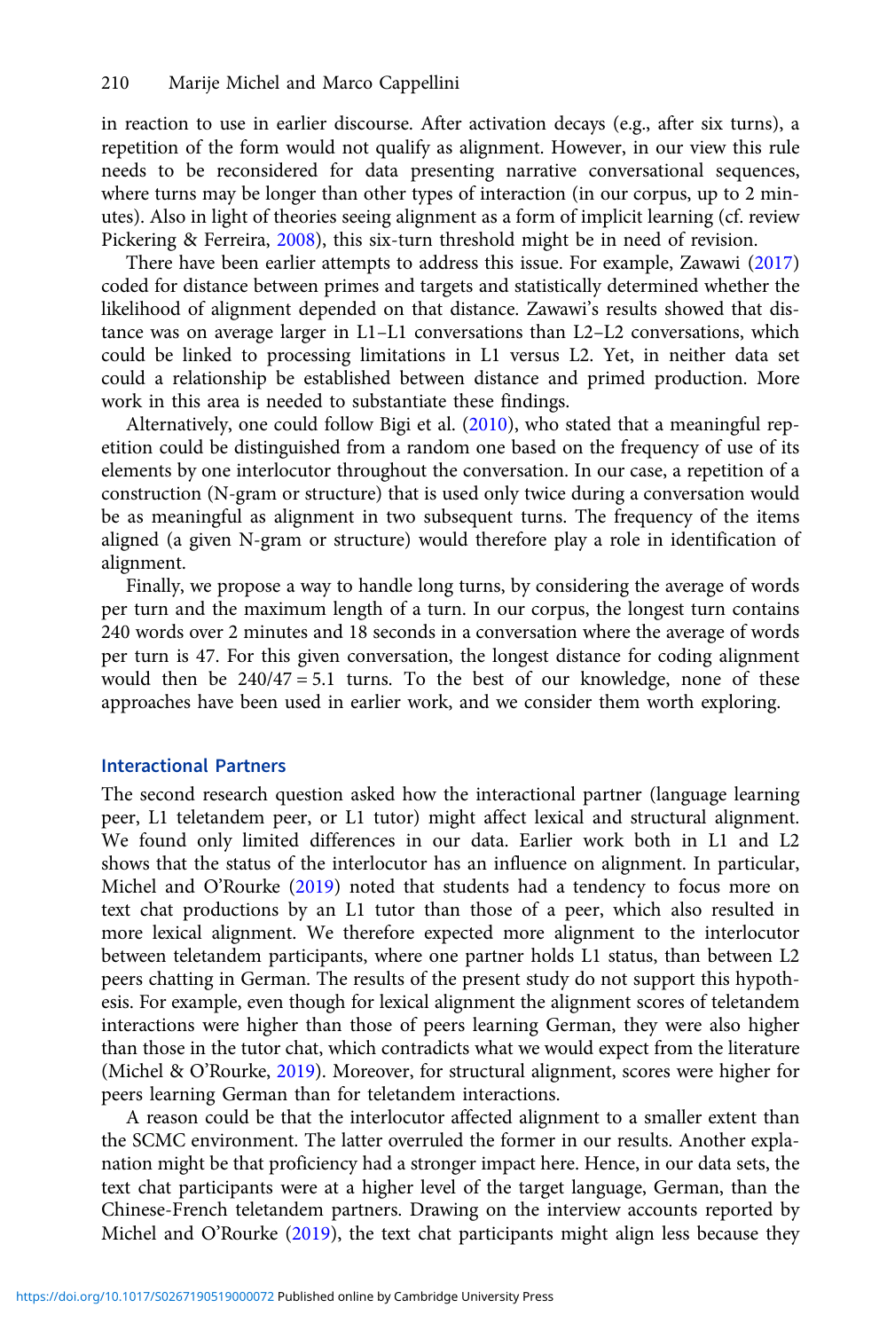in reaction to use in earlier discourse. After activation decays (e.g., after six turns), a repetition of the form would not qualify as alignment. However, in our view this rule needs to be reconsidered for data presenting narrative conversational sequences, where turns may be longer than other types of interaction (in our corpus, up to 2 minutes). Also in light of theories seeing alignment as a form of implicit learning (cf. review Pickering & Ferreira, 2008), this six-turn threshold might be in need of revision.

There have been earlier attempts to address this issue. For example, Zawawi (2017) coded for distance between primes and targets and statistically determined whether the likelihood of alignment depended on that distance. Zawawi's results showed that distance was on average larger in L1–L1 conversations than L2–L2 conversations, which could be linked to processing limitations in L1 versus L2. Yet, in neither data set could a relationship be established between distance and primed production. More work in this area is needed to substantiate these findings.

Alternatively, one could follow Bigi et al. (2010), who stated that a meaningful repetition could be distinguished from a random one based on the frequency of use of its elements by one interlocutor throughout the conversation. In our case, a repetition of a construction (N-gram or structure) that is used only twice during a conversation would be as meaningful as alignment in two subsequent turns. The frequency of the items aligned (a given N-gram or structure) would therefore play a role in identification of alignment.

Finally, we propose a way to handle long turns, by considering the average of words per turn and the maximum length of a turn. In our corpus, the longest turn contains 240 words over 2 minutes and 18 seconds in a conversation where the average of words per turn is 47. For this given conversation, the longest distance for coding alignment would then be $240/47 = 5.1$ turns. To the best of our knowledge, none of these approaches have been used in earlier work, and we consider them worth exploring.

## Interactional Partners

The second research question asked how the interactional partner (language learning peer, L1 teletandem peer, or L1 tutor) might affect lexical and structural alignment. We found only limited differences in our data. Earlier work both in L1 and L2 shows that the status of the interlocutor has an influence on alignment. In particular, Michel and O'Rourke (2019) noted that students had a tendency to focus more on text chat productions by an L1 tutor than those of a peer, which also resulted in more lexical alignment. We therefore expected more alignment to the interlocutor between teletandem participants, where one partner holds L1 status, than between L2 peers chatting in German. The results of the present study do not support this hypothesis. For example, even though for lexical alignment the alignment scores of teletandem interactions were higher than those of peers learning German, they were also higher than those in the tutor chat, which contradicts what we would expect from the literature (Michel & O'Rourke, 2019). Moreover, for structural alignment, scores were higher for peers learning German than for teletandem interactions.

A reason could be that the interlocutor affected alignment to a smaller extent than the SCMC environment. The latter overruled the former in our results. Another explanation might be that proficiency had a stronger impact here. Hence, in our data sets, the text chat participants were at a higher level of the target language, German, than the Chinese-French teletandem partners. Drawing on the interview accounts reported by Michel and O'Rourke (2019), the text chat participants might align less because they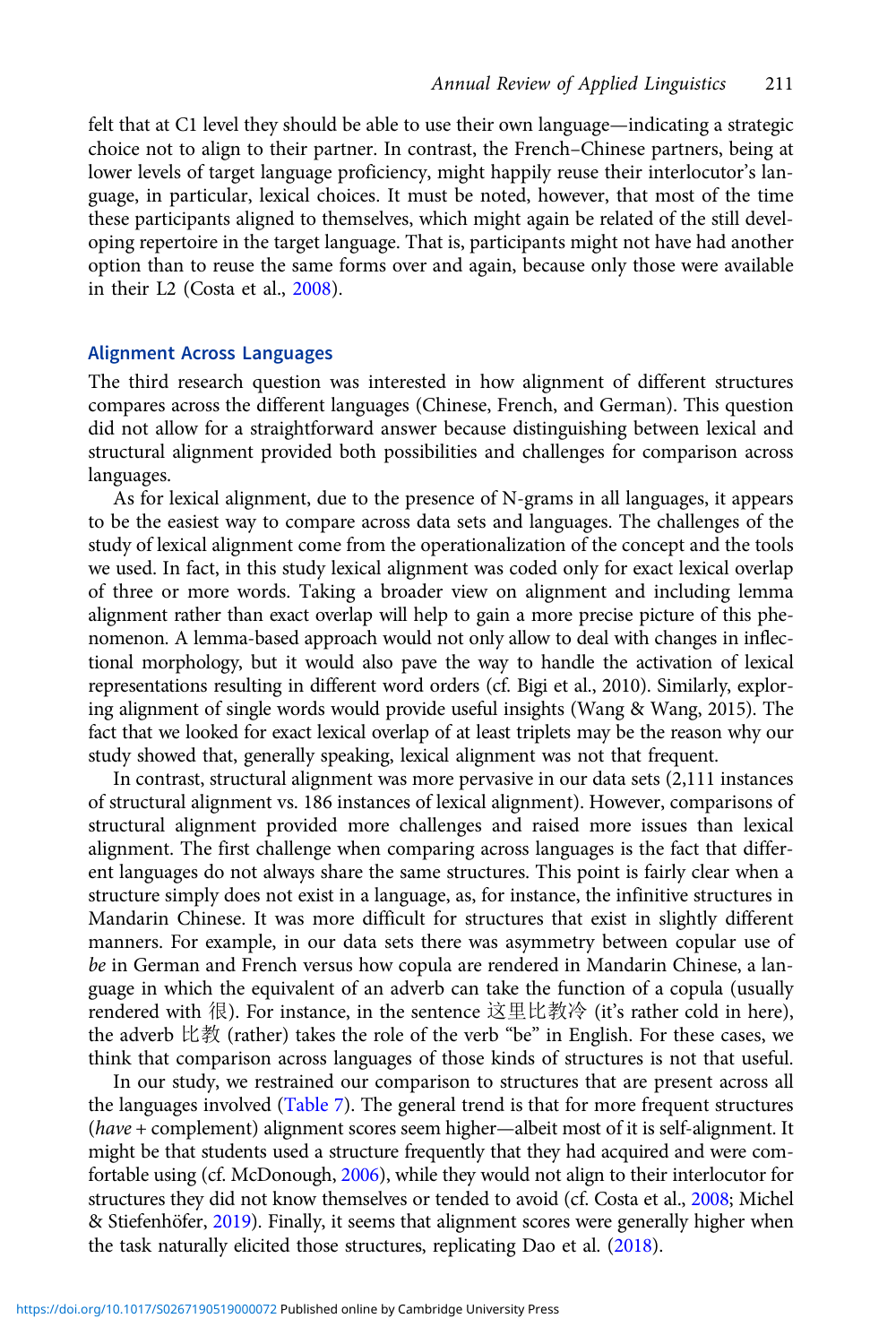felt that at C1 level they should be able to use their own language—indicating a strategic choice not to align to their partner. In contrast, the French–Chinese partners, being at lower levels of target language proficiency, might happily reuse their interlocutor's language, in particular, lexical choices. It must be noted, however, that most of the time these participants aligned to themselves, which might again be related of the still developing repertoire in the target language. That is, participants might not have had another option than to reuse the same forms over and again, because only those were available in their L2 (Costa et al., 2008).

## Alignment Across Languages

The third research question was interested in how alignment of different structures compares across the different languages (Chinese, French, and German). This question did not allow for a straightforward answer because distinguishing between lexical and structural alignment provided both possibilities and challenges for comparison across languages.

As for lexical alignment, due to the presence of N-grams in all languages, it appears to be the easiest way to compare across data sets and languages. The challenges of the study of lexical alignment come from the operationalization of the concept and the tools we used. In fact, in this study lexical alignment was coded only for exact lexical overlap of three or more words. Taking a broader view on alignment and including lemma alignment rather than exact overlap will help to gain a more precise picture of this phenomenon. A lemma-based approach would not only allow to deal with changes in inflectional morphology, but it would also pave the way to handle the activation of lexical representations resulting in different word orders (cf. Bigi et al., 2010). Similarly, exploring alignment of single words would provide useful insights (Wang & Wang, 2015). The fact that we looked for exact lexical overlap of at least triplets may be the reason why our study showed that, generally speaking, lexical alignment was not that frequent.

In contrast, structural alignment was more pervasive in our data sets (2,111 instances of structural alignment vs. 186 instances of lexical alignment). However, comparisons of structural alignment provided more challenges and raised more issues than lexical alignment. The first challenge when comparing across languages is the fact that different languages do not always share the same structures. This point is fairly clear when a structure simply does not exist in a language, as, for instance, the infinitive structures in Mandarin Chinese. It was more difficult for structures that exist in slightly different manners. For example, in our data sets there was asymmetry between copular use of *be* in German and French versus how copula are rendered in Mandarin Chinese, a language in which the equivalent of an adverb can take the function of a copula (usually rendered with 很). For instance, in the sentence 这里比教冷 (it's rather cold in here), the adverb 比教 (rather) takes the role of the verb "be" in English. For these cases, we think that comparison across languages of those kinds of structures is not that useful.

In our study, we restrained our comparison to structures that are present across all the languages involved (Table 7). The general trend is that for more frequent structures (*have* + complement) alignment scores seem higher—albeit most of it is self-alignment. It might be that students used a structure frequently that they had acquired and were comfortable using (cf. McDonough, 2006), while they would not align to their interlocutor for structures they did not know themselves or tended to avoid (cf. Costa et al., 2008; Michel & Stiefenhöfer, 2019). Finally, it seems that alignment scores were generally higher when the task naturally elicited those structures, replicating Dao et al. (2018).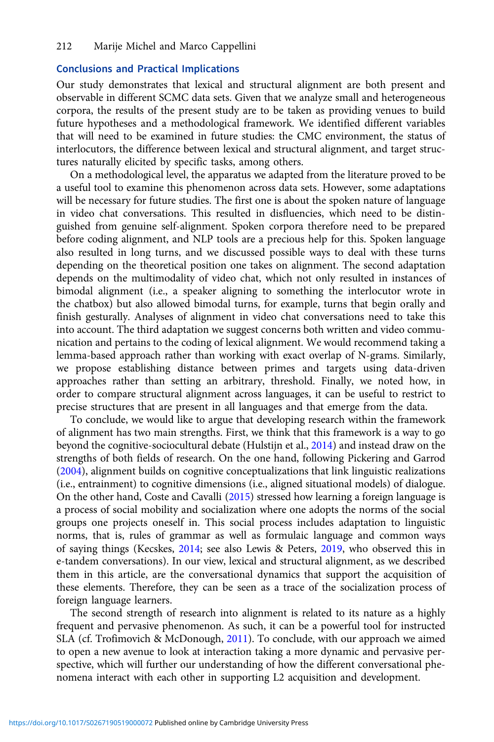## Conclusions and Practical Implications

Our study demonstrates that lexical and structural alignment are both present and observable in different SCMC data sets. Given that we analyze small and heterogeneous corpora, the results of the present study are to be taken as providing venues to build future hypotheses and a methodological framework. We identified different variables that will need to be examined in future studies: the CMC environment, the status of interlocutors, the difference between lexical and structural alignment, and target structures naturally elicited by specific tasks, among others.

On a methodological level, the apparatus we adapted from the literature proved to be a useful tool to examine this phenomenon across data sets. However, some adaptations will be necessary for future studies. The first one is about the spoken nature of language in video chat conversations. This resulted in disfluencies, which need to be distinguished from genuine self-alignment. Spoken corpora therefore need to be prepared before coding alignment, and NLP tools are a precious help for this. Spoken language also resulted in long turns, and we discussed possible ways to deal with these turns depending on the theoretical position one takes on alignment. The second adaptation depends on the multimodality of video chat, which not only resulted in instances of bimodal alignment (i.e., a speaker aligning to something the interlocutor wrote in the chatbox) but also allowed bimodal turns, for example, turns that begin orally and finish gesturally. Analyses of alignment in video chat conversations need to take this into account. The third adaptation we suggest concerns both written and video communication and pertains to the coding of lexical alignment. We would recommend taking a lemma-based approach rather than working with exact overlap of N-grams. Similarly, we propose establishing distance between primes and targets using data-driven approaches rather than setting an arbitrary, threshold. Finally, we noted how, in order to compare structural alignment across languages, it can be useful to restrict to precise structures that are present in all languages and that emerge from the data.

To conclude, we would like to argue that developing research within the framework of alignment has two main strengths. First, we think that this framework is a way to go beyond the cognitive-sociocultural debate (Hulstijn et al., 2014) and instead draw on the strengths of both fields of research. On the one hand, following Pickering and Garrod (2004), alignment builds on cognitive conceptualizations that link linguistic realizations (i.e., entrainment) to cognitive dimensions (i.e., aligned situational models) of dialogue. On the other hand, Coste and Cavalli (2015) stressed how learning a foreign language is a process of social mobility and socialization where one adopts the norms of the social groups one projects oneself in. This social process includes adaptation to linguistic norms, that is, rules of grammar as well as formulaic language and common ways of saying things (Kecskes, 2014; see also Lewis & Peters, 2019, who observed this in e-tandem conversations). In our view, lexical and structural alignment, as we described them in this article, are the conversational dynamics that support the acquisition of these elements. Therefore, they can be seen as a trace of the socialization process of foreign language learners.

The second strength of research into alignment is related to its nature as a highly frequent and pervasive phenomenon. As such, it can be a powerful tool for instructed SLA (cf. Trofimovich & McDonough, 2011). To conclude, with our approach we aimed to open a new avenue to look at interaction taking a more dynamic and pervasive perspective, which will further our understanding of how the different conversational phenomena interact with each other in supporting L2 acquisition and development.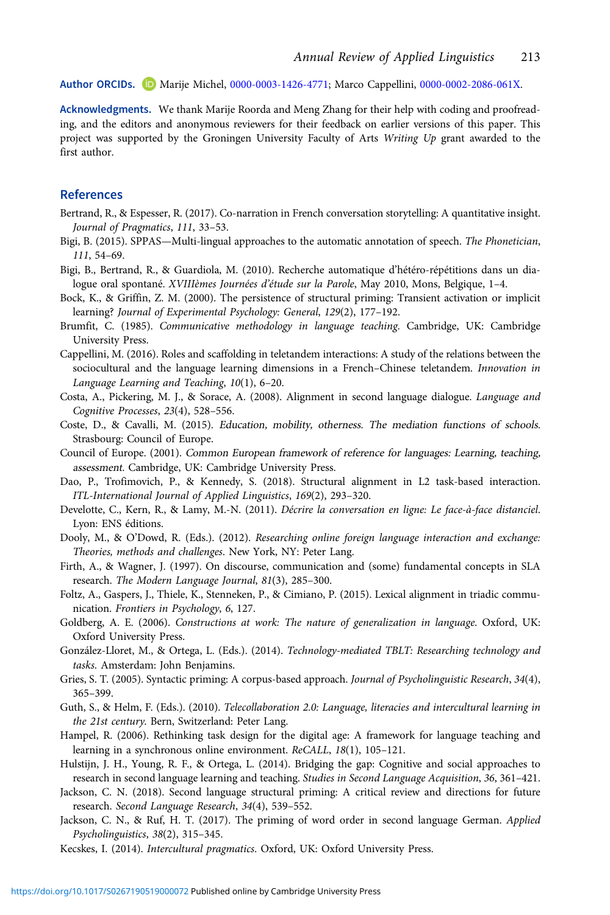**Author ORCIDs.** Marije Michel, 0000-0003-1426-4771; Marco Cappellini, 0000-0002-2086-061X.

**Acknowledgments.** We thank Marije Roorda and Meng Zhang for their help with coding and proofreading, and the editors and anonymous reviewers for their feedback on earlier versions of this paper. This project was supported by the Groningen University Faculty of Arts *Writing Up* grant awarded to the first author.

## References

Bertrand, R., & Espesser, R. (2017). Co-narration in French conversation storytelling: A quantitative insight. *Journal of Pragmatics*, *111*, 33–53.

Bigi, B. (2015). SPPAS—Multi-lingual approaches to the automatic annotation of speech. *The Phonetician*, *111*, 54–69.

Bigi, B., Bertrand, R., & Guardiola, M. (2010). Recherche automatique d'hétéro-répétitions dans un dialogue oral spontané. *XVIIIèmes Journées d'étude sur la Parole*, May 2010, Mons, Belgique, 1–4.

Bock, K., & Griffin, Z. M. (2000). The persistence of structural priming: Transient activation or implicit learning? *Journal of Experimental Psychology: General*, *129*(2), 177–192.

Brumfit, C. (1985). *Communicative methodology in language teaching*. Cambridge, UK: Cambridge University Press.

Cappellini, M. (2016). Roles and scaffolding in teletandem interactions: A study of the relations between the sociocultural and the language learning dimensions in a French–Chinese teletandem. *Innovation in Language Learning and Teaching*, *10*(1), 6–20.

Costa, A., Pickering, M. J., & Sorace, A. (2008). Alignment in second language dialogue. *Language and Cognitive Processes*, *23*(4), 528–556.

Coste, D., & Cavalli, M. (2015). *Education, mobility, otherness. The mediation functions of schools*. Strasbourg: Council of Europe.

Council of Europe. (2001). *Common European framework of reference for languages: Learning, teaching, assessment*. Cambridge, UK: Cambridge University Press.

Dao, P., Trofimovich, P., & Kennedy, S. (2018). Structural alignment in L2 task-based interaction. *ITL-International Journal of Applied Linguistics*, *169*(2), 293–320.

Develotte, C., Kern, R., & Lamy, M.-N. (2011). *Décrire la conversation en ligne: Le face-à-face distanciel*. Lyon: ENS éditions.

Dooly, M., & O'Dowd, R. (Eds.). (2012). *Researching online foreign language interaction and exchange: Theories, methods and challenges*. New York, NY: Peter Lang.

Firth, A., & Wagner, J. (1997). On discourse, communication and (some) fundamental concepts in SLA research. *The Modern Language Journal*, *81*(3), 285–300.

Foltz, A., Gaspers, J., Thiele, K., Stenneken, P., & Cimiano, P. (2015). Lexical alignment in triadic communication. *Frontiers in Psychology*, *6*, 127.

Goldberg, A. E. (2006). *Constructions at work: The nature of generalization in language*. Oxford, UK: Oxford University Press.

González-Lloret, M., & Ortega, L. (Eds.). (2014). *Technology-mediated TBLT: Researching technology and tasks*. Amsterdam: John Benjamins.

Gries, S. T. (2005). Syntactic priming: A corpus-based approach. *Journal of Psycholinguistic Research*, *34*(4), 365–399.

Guth, S., & Helm, F. (Eds.). (2010). *Telecollaboration 2.0: Language, literacies and intercultural learning in the 21st century*. Bern, Switzerland: Peter Lang.

Hampel, R. (2006). Rethinking task design for the digital age: A framework for language teaching and learning in a synchronous online environment. *ReCALL*, *18*(1), 105–121.

Hulstijn, J. H., Young, R. F., & Ortega, L. (2014). Bridging the gap: Cognitive and social approaches to research in second language learning and teaching. *Studies in Second Language Acquisition*, *36*, 361–421.

Jackson, C. N. (2018). Second language structural priming: A critical review and directions for future research. *Second Language Research*, *34*(4), 539–552.

Jackson, C. N., & Ruf, H. T. (2017). The priming of word order in second language German. *Applied Psycholinguistics*, *38*(2), 315–345.

Kecskes, I. (2014). *Intercultural pragmatics*. Oxford, UK: Oxford University Press.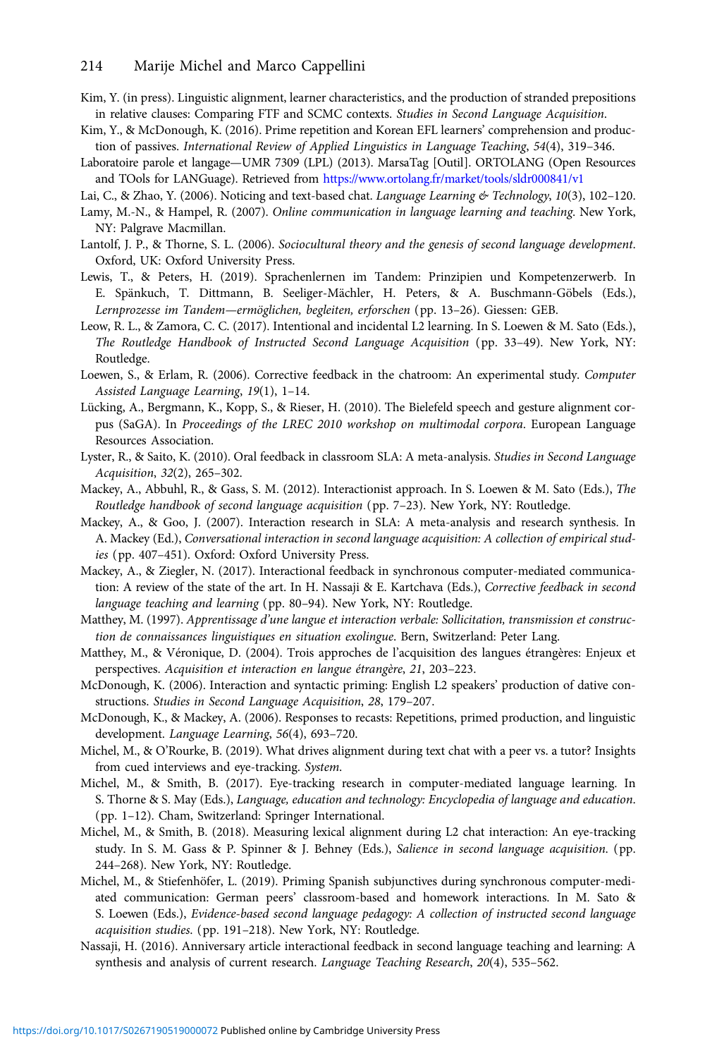Kim, Y. (in press). Linguistic alignment, learner characteristics, and the production of stranded prepositions in relative clauses: Comparing FTF and SCMC contexts. *Studies in Second Language Acquisition*.

Kim, Y., & McDonough, K. (2016). Prime repetition and Korean EFL learners' comprehension and production of passives. *International Review of Applied Linguistics in Language Teaching*, *54*(4), 319–346.

Laboratoire parole et langage—UMR 7309 (LPL) (2013). MarsaTag [Outil]. ORTOLANG (Open Resources and TOols for LANGuage). Retrieved from https://www.ortolang.fr/market/tools/sldr000841/v1

Lai, C., & Zhao, Y. (2006). Noticing and text-based chat. *Language Learning & Technology*, *10*(3), 102–120.

Lamy, M.-N., & Hampel, R. (2007). *Online communication in language learning and teaching*. New York, NY: Palgrave Macmillan.

Lantolf, J. P., & Thorne, S. L. (2006). *Sociocultural theory and the genesis of second language development*. Oxford, UK: Oxford University Press.

Lewis, T., & Peters, H. (2019). Sprachenlernen im Tandem: Prinzipien und Kompetenzerwerb. In E. Spänkuch, T. Dittmann, B. Seeliger-Mächler, H. Peters, & A. Buschmann-Göbels (Eds.), *Lernprozesse im Tandem—ermöglichen, begleiten, erforschen* (pp. 13–26). Giessen: GEB.

Leow, R. L., & Zamora, C. C. (2017). Intentional and incidental L2 learning. In S. Loewen & M. Sato (Eds.), *The Routledge Handbook of Instructed Second Language Acquisition* (pp. 33–49). New York, NY: Routledge.

Loewen, S., & Erlam, R. (2006). Corrective feedback in the chatroom: An experimental study. *Computer Assisted Language Learning*, *19*(1), 1–14.

Lücking, A., Bergmann, K., Kopp, S., & Rieser, H. (2010). The Bielefeld speech and gesture alignment corpus (SaGA). In *Proceedings of the LREC 2010 workshop on multimodal corpora*. European Language Resources Association.

Lyster, R., & Saito, K. (2010). Oral feedback in classroom SLA: A meta-analysis. *Studies in Second Language Acquisition*, *32*(2), 265–302.

Mackey, A., Abbuhl, R., & Gass, S. M. (2012). Interactionist approach. In S. Loewen & M. Sato (Eds.), *The Routledge handbook of second language acquisition* (pp. 7–23). New York, NY: Routledge.

Mackey, A., & Goo, J. (2007). Interaction research in SLA: A meta-analysis and research synthesis. In A. Mackey (Ed.), *Conversational interaction in second language acquisition: A collection of empirical studies* (pp. 407–451). Oxford: Oxford University Press.

Mackey, A., & Ziegler, N. (2017). Interactional feedback in synchronous computer-mediated communication: A review of the state of the art. In H. Nassaji & E. Kartchava (Eds.), *Corrective feedback in second language teaching and learning* (pp. 80–94). New York, NY: Routledge.

Matthey, M. (1997). *Apprentissage d'une langue et interaction verbale: Sollicitation, transmission et construction de connaissances linguistiques en situation exolingue*. Bern, Switzerland: Peter Lang.

Matthey, M., & Véronique, D. (2004). Trois approches de l'acquisition des langues étrangères: Enjeux et perspectives. *Acquisition et interaction en langue étrangère*, *21*, 203–223.

McDonough, K. (2006). Interaction and syntactic priming: English L2 speakers' production of dative constructions. *Studies in Second Language Acquisition*, *28*, 179–207.

McDonough, K., & Mackey, A. (2006). Responses to recasts: Repetitions, primed production, and linguistic development. *Language Learning*, *56*(4), 693–720.

Michel, M., & O'Rourke, B. (2019). What drives alignment during text chat with a peer vs. a tutor? Insights from cued interviews and eye-tracking. *System*.

Michel, M., & Smith, B. (2017). Eye-tracking research in computer-mediated language learning. In S. Thorne & S. May (Eds.), *Language, education and technology: Encyclopedia of language and education*. (pp. 1–12). Cham, Switzerland: Springer International.

Michel, M., & Smith, B. (2018). Measuring lexical alignment during L2 chat interaction: An eye-tracking study. In S. M. Gass & P. Spinner & J. Behney (Eds.), *Salience in second language acquisition*. (pp. 244–268). New York, NY: Routledge.

Michel, M., & Stiefenhöfer, L. (2019). Priming Spanish subjunctives during synchronous computer-mediated communication: German peers' classroom-based and homework interactions. In M. Sato & S. Loewen (Eds.), *Evidence-based second language pedagogy: A collection of instructed second language acquisition studies*. (pp. 191–218). New York, NY: Routledge.

Nassaji, H. (2016). Anniversary article interactional feedback in second language teaching and learning: A synthesis and analysis of current research. *Language Teaching Research*, *20*(4), 535–562.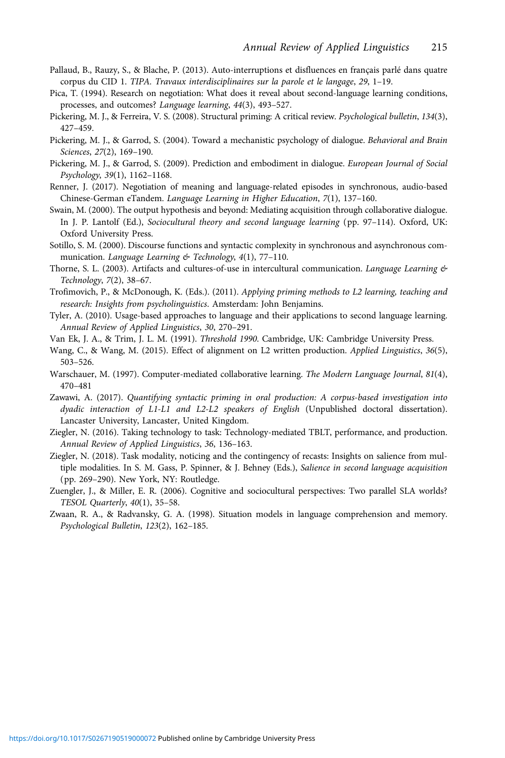Pallaud, B., Rauzy, S., & Blache, P. (2013). Auto-interruptions et disfluences en français parlé dans quatre corpus du CID 1. *TIPA. Travaux interdisciplinaires sur la parole et le langage*, *29*, 1–19.

Pica, T. (1994). Research on negotiation: What does it reveal about second-language learning conditions, processes, and outcomes? *Language learning*, *44*(3), 493–527.

Pickering, M. J., & Ferreira, V. S. (2008). Structural priming: A critical review. *Psychological bulletin*, *134*(3), 427–459.

Pickering, M. J., & Garrod, S. (2004). Toward a mechanistic psychology of dialogue. *Behavioral and Brain Sciences*, *27*(2), 169–190.

Pickering, M. J., & Garrod, S. (2009). Prediction and embodiment in dialogue. *European Journal of Social Psychology*, *39*(1), 1162–1168.

Renner, J. (2017). Negotiation of meaning and language-related episodes in synchronous, audio-based Chinese-German eTandem. *Language Learning in Higher Education*, *7*(1), 137–160.

Swain, M. (2000). The output hypothesis and beyond: Mediating acquisition through collaborative dialogue. In J. P. Lantolf (Ed.), *Sociocultural theory and second language learning* (pp. 97–114). Oxford, UK: Oxford University Press.

Sotillo, S. M. (2000). Discourse functions and syntactic complexity in synchronous and asynchronous communication. *Language Learning & Technology*, *4*(1), 77–110.

Thorne, S. L. (2003). Artifacts and cultures-of-use in intercultural communication. *Language Learning & Technology*, *7*(2), 38–67.

Trofimovich, P., & McDonough, K. (Eds.). (2011). *Applying priming methods to L2 learning, teaching and research: Insights from psycholinguistics*. Amsterdam: John Benjamins.

Tyler, A. (2010). Usage-based approaches to language and their applications to second language learning. *Annual Review of Applied Linguistics*, *30*, 270–291.

Van Ek, J. A., & Trim, J. L. M. (1991). *Threshold 1990*. Cambridge, UK: Cambridge University Press.

Wang, C., & Wang, M. (2015). Effect of alignment on L2 written production. *Applied Linguistics*, *36*(5), 503–526.

Warschauer, M. (1997). Computer-mediated collaborative learning. *The Modern Language Journal*, *81*(4), 470–481

Zawawi, A. (2017). *Quantifying syntactic priming in oral production: A corpus-based investigation into dyadic interaction of L1-L1 and L2-L2 speakers of English* (Unpublished doctoral dissertation). Lancaster University, Lancaster, United Kingdom.

Ziegler, N. (2016). Taking technology to task: Technology-mediated TBLT, performance, and production. *Annual Review of Applied Linguistics*, *36*, 136–163.

Ziegler, N. (2018). Task modality, noticing and the contingency of recasts: Insights on salience from multiple modalities. In S. M. Gass, P. Spinner, & J. Behney (Eds.), *Salience in second language acquisition* (pp. 269–290). New York, NY: Routledge.

Zuengler, J., & Miller, E. R. (2006). Cognitive and sociocultural perspectives: Two parallel SLA worlds? *TESOL Quarterly*, *40*(1), 35–58.

Zwaan, R. A., & Radvansky, G. A. (1998). Situation models in language comprehension and memory. *Psychological Bulletin*, *123*(2), 162–185.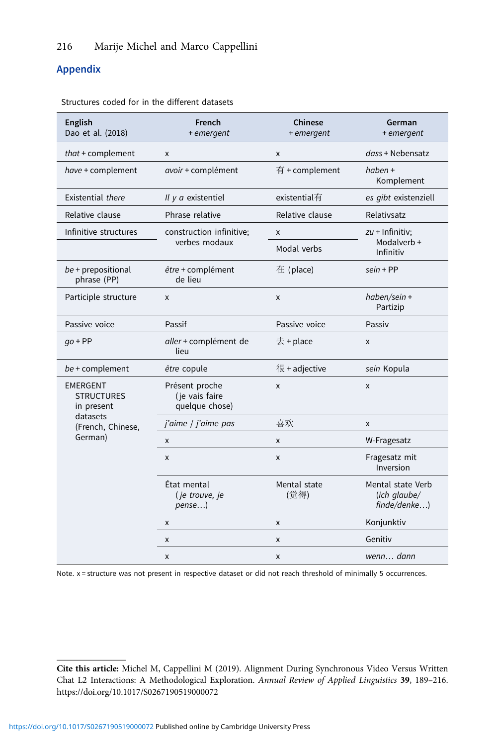## Appendix

Structures coded for in the different datasets

| English<br>Dao et al. (2018) | French<br>+ *emergent* | Chinese<br>+ *emergent* | German<br>+ *emergent* |
|---|---|---|---|
| *that* + complement | x | x | *dass* + Nebensatz |
| *have* + complement | *avoir* + complément | 有 + complement | *haben* + Komplement |
| Existential *there* | *Il y a* existentiel | existential有 | *es gibt* existenziell |
| Relative clause | Phrase relative | Relative clause | Relativsatz |
| Infinitive structures | construction infinitive; verbes modaux | x | *zu* + Infinitiv; Modalverb + Infinitiv |
| | | Modal verbs | |
| *be* + prepositional phrase (PP) | *être* + complément de lieu | 在 (place) | *sein* + PP |
| Participle structure | x | x | *haben/sein* + Partizip |
| Passive voice | Passif | Passive voice | Passiv |
| *go* + PP | *aller* + complément de lieu | 去 + place | x |
| *be* + complement | *être* copule | 很 + adjective | *sein* Kopula |
| EMERGENT STRUCTURES in present datasets (French, Chinese, German) | Présent proche (je vais faire quelque chose) | x | x |
| | *j'aime / j'aime pas* | 喜欢 | x |
| | x | x | W-Fragesatz |
| | x | x | Fragesatz mit Inversion |
| | État mental (*je trouve, je pense…*) | Mental state (觉得) | Mental state Verb (*ich glaube/ finde/denke…*) |
| | x | x | Konjunktiv |
| | x | x | Genitiv |
| | x | x | *wenn… dann* |

Note. x = structure was not present in respective dataset or did not reach threshold of minimally 5 occurrences.

---

**Cite this article:** Michel M, Cappellini M (2019). Alignment During Synchronous Video Versus Written Chat L2 Interactions: A Methodological Exploration. *Annual Review of Applied Linguistics* **39**, 189–216. https://doi.org/10.1017/S0267190519000072